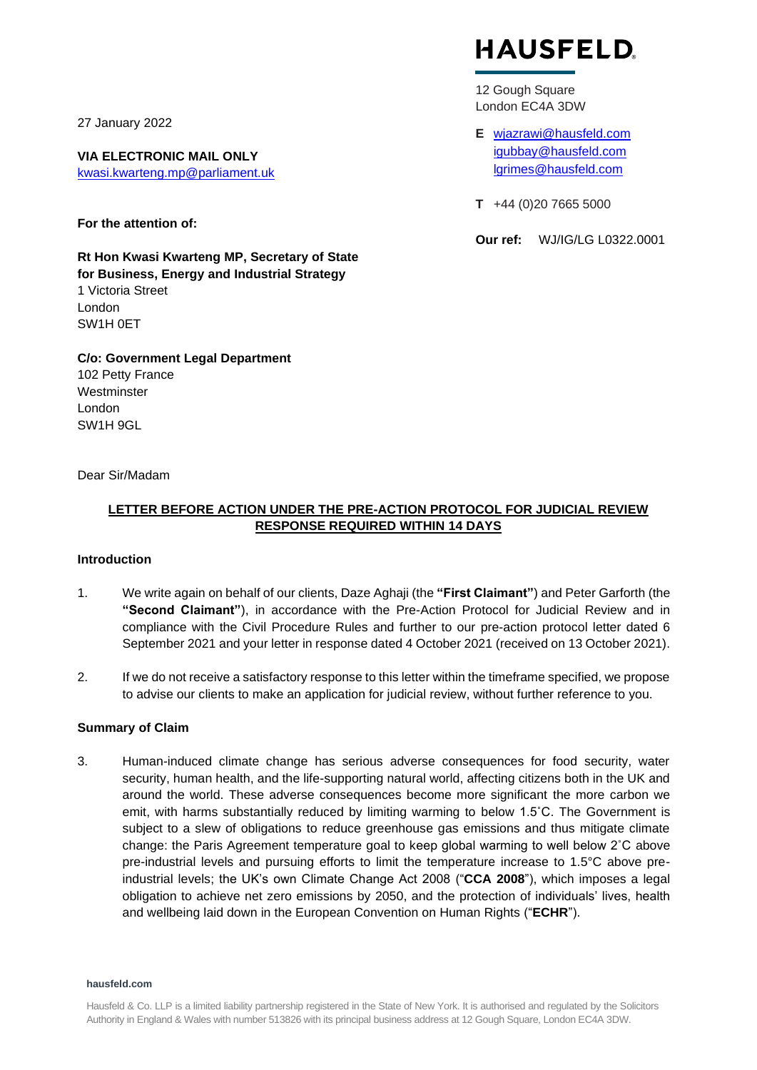**HAUSFELD**

12 Gough Square
London EC4A 3DW

**E** wjazrawi@hausfeld.com
igubbay@hausfeld.com
lgrimes@hausfeld.com

**T** +44 (0)20 7665 5000

**Our ref:** WJ/IG/LG L0322.0001

27 January 2022

**VIA ELECTRONIC MAIL ONLY**
kwasi.kwarteng.mp@parliament.uk

**For the attention of:**

**Rt Hon Kwasi Kwarteng MP, Secretary of State for Business, Energy and Industrial Strategy**
1 Victoria Street
London
SW1H 0ET

**C/o: Government Legal Department**
102 Petty France
Westminster
London
SW1H 9GL

Dear Sir/Madam

**LETTER BEFORE ACTION UNDER THE PRE-ACTION PROTOCOL FOR JUDICIAL REVIEW RESPONSE REQUIRED WITHIN 14 DAYS**

**Introduction**

1. We write again on behalf of our clients, Daze Aghaji (the **"First Claimant"**) and Peter Garforth (the **"Second Claimant"**), in accordance with the Pre-Action Protocol for Judicial Review and in compliance with the Civil Procedure Rules and further to our pre-action protocol letter dated 6 September 2021 and your letter in response dated 4 October 2021 (received on 13 October 2021).

2. If we do not receive a satisfactory response to this letter within the timeframe specified, we propose to advise our clients to make an application for judicial review, without further reference to you.

**Summary of Claim**

3. Human-induced climate change has serious adverse consequences for food security, water security, human health, and the life-supporting natural world, affecting citizens both in the UK and around the world. These adverse consequences become more significant the more carbon we emit, with harms substantially reduced by limiting warming to below 1.5˚C. The Government is subject to a slew of obligations to reduce greenhouse gas emissions and thus mitigate climate change: the Paris Agreement temperature goal to keep global warming to well below 2˚C above pre-industrial levels and pursuing efforts to limit the temperature increase to 1.5°C above pre-industrial levels; the UK's own Climate Change Act 2008 ("**CCA 2008**"), which imposes a legal obligation to achieve net zero emissions by 2050, and the protection of individuals' lives, health and wellbeing laid down in the European Convention on Human Rights ("**ECHR**").

hausfeld.com

Hausfeld & Co. LLP is a limited liability partnership registered in the State of New York. It is authorised and regulated by the Solicitors Authority in England & Wales with number 513826 with its principal business address at 12 Gough Square, London EC4A 3DW.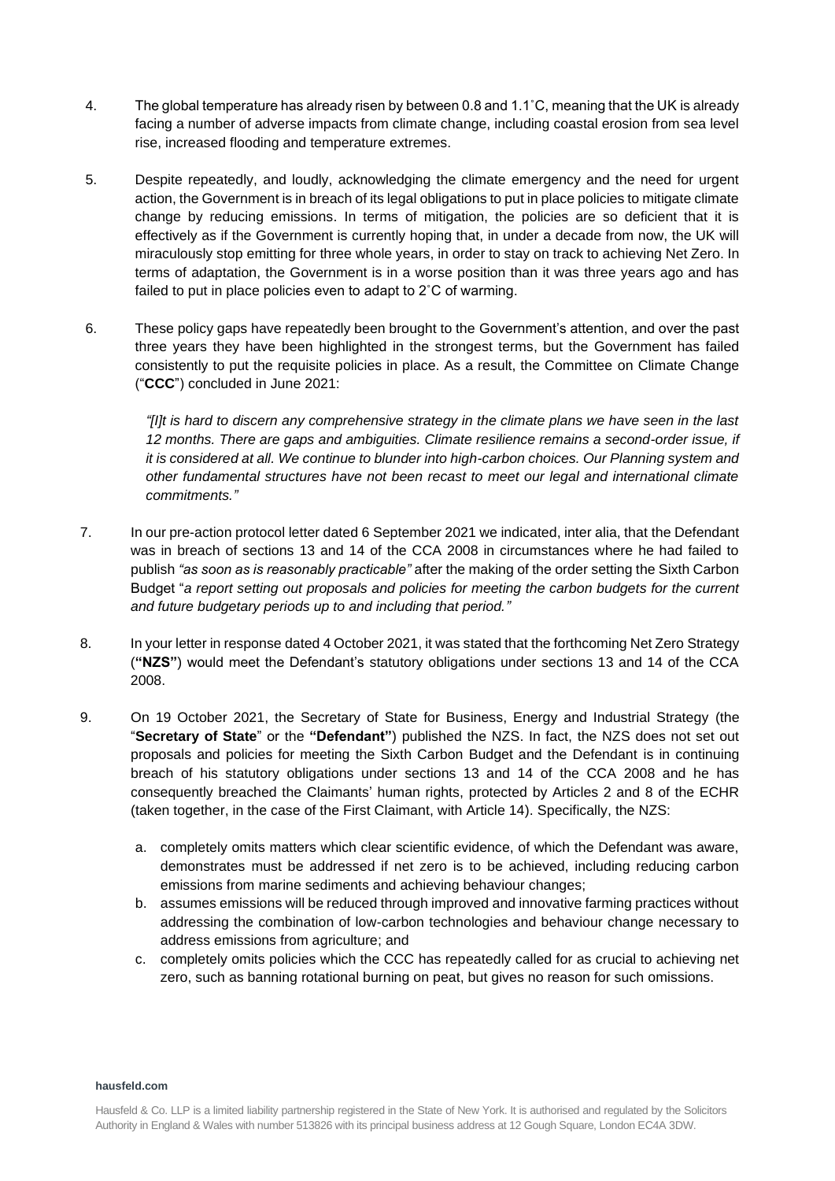4. The global temperature has already risen by between 0.8 and 1.1˚C, meaning that the UK is already facing a number of adverse impacts from climate change, including coastal erosion from sea level rise, increased flooding and temperature extremes.

5. Despite repeatedly, and loudly, acknowledging the climate emergency and the need for urgent action, the Government is in breach of its legal obligations to put in place policies to mitigate climate change by reducing emissions. In terms of mitigation, the policies are so deficient that it is effectively as if the Government is currently hoping that, in under a decade from now, the UK will miraculously stop emitting for three whole years, in order to stay on track to achieving Net Zero. In terms of adaptation, the Government is in a worse position than it was three years ago and has failed to put in place policies even to adapt to 2˚C of warming.

6. These policy gaps have repeatedly been brought to the Government's attention, and over the past three years they have been highlighted in the strongest terms, but the Government has failed consistently to put the requisite policies in place. As a result, the Committee on Climate Change ("**CCC**") concluded in June 2021:

   > *"[I]t is hard to discern any comprehensive strategy in the climate plans we have seen in the last 12 months. There are gaps and ambiguities. Climate resilience remains a second-order issue, if it is considered at all. We continue to blunder into high-carbon choices. Our Planning system and other fundamental structures have not been recast to meet our legal and international climate commitments."*

7. In our pre-action protocol letter dated 6 September 2021 we indicated, inter alia, that the Defendant was in breach of sections 13 and 14 of the CCA 2008 in circumstances where he had failed to publish *"as soon as is reasonably practicable"* after the making of the order setting the Sixth Carbon Budget "*a report setting out proposals and policies for meeting the carbon budgets for the current and future budgetary periods up to and including that period."*

8. In your letter in response dated 4 October 2021, it was stated that the forthcoming Net Zero Strategy (**"NZS"**) would meet the Defendant's statutory obligations under sections 13 and 14 of the CCA 2008.

9. On 19 October 2021, the Secretary of State for Business, Energy and Industrial Strategy (the "**Secretary of State**" or the **"Defendant"**) published the NZS. In fact, the NZS does not set out proposals and policies for meeting the Sixth Carbon Budget and the Defendant is in continuing breach of his statutory obligations under sections 13 and 14 of the CCA 2008 and he has consequently breached the Claimants' human rights, protected by Articles 2 and 8 of the ECHR (taken together, in the case of the First Claimant, with Article 14). Specifically, the NZS:

   a. completely omits matters which clear scientific evidence, of which the Defendant was aware, demonstrates must be addressed if net zero is to be achieved, including reducing carbon emissions from marine sediments and achieving behaviour changes;
   b. assumes emissions will be reduced through improved and innovative farming practices without addressing the combination of low-carbon technologies and behaviour change necessary to address emissions from agriculture; and
   c. completely omits policies which the CCC has repeatedly called for as crucial to achieving net zero, such as banning rotational burning on peat, but gives no reason for such omissions.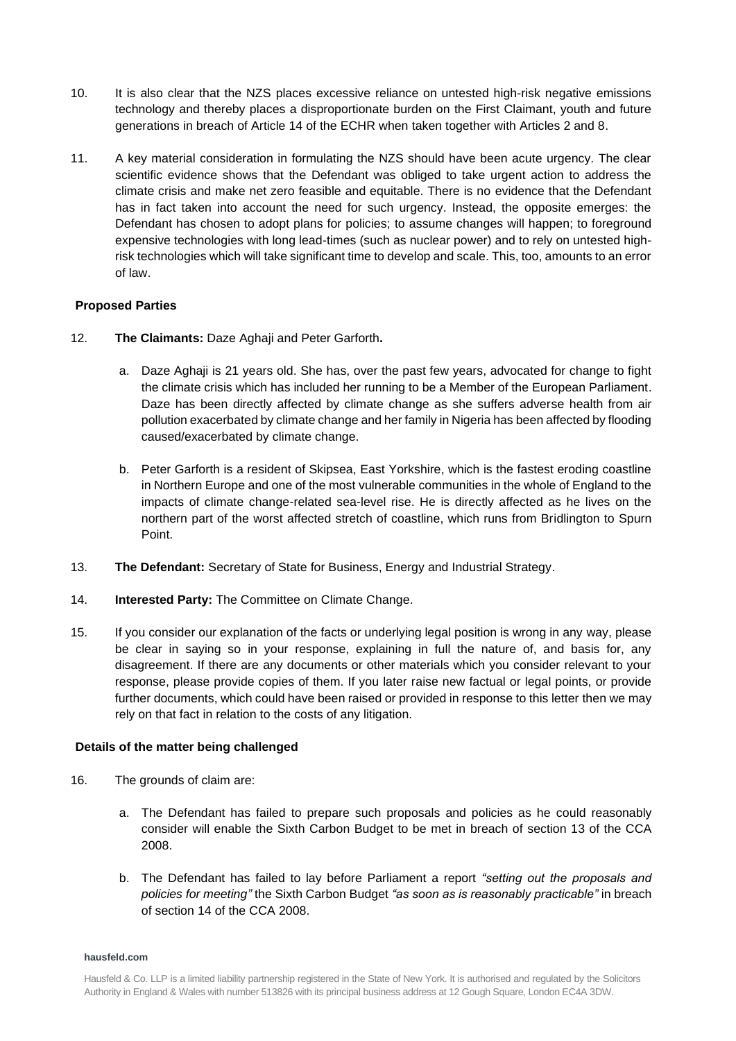10. It is also clear that the NZS places excessive reliance on untested high-risk negative emissions technology and thereby places a disproportionate burden on the First Claimant, youth and future generations in breach of Article 14 of the ECHR when taken together with Articles 2 and 8.

11. A key material consideration in formulating the NZS should have been acute urgency. The clear scientific evidence shows that the Defendant was obliged to take urgent action to address the climate crisis and make net zero feasible and equitable. There is no evidence that the Defendant has in fact taken into account the need for such urgency. Instead, the opposite emerges: the Defendant has chosen to adopt plans for policies; to assume changes will happen; to foreground expensive technologies with long lead-times (such as nuclear power) and to rely on untested high-risk technologies which will take significant time to develop and scale. This, too, amounts to an error of law.

### Proposed Parties

12. **The Claimants:** Daze Aghaji and Peter Garforth**.**

    a. Daze Aghaji is 21 years old. She has, over the past few years, advocated for change to fight the climate crisis which has included her running to be a Member of the European Parliament. Daze has been directly affected by climate change as she suffers adverse health from air pollution exacerbated by climate change and her family in Nigeria has been affected by flooding caused/exacerbated by climate change.

    b. Peter Garforth is a resident of Skipsea, East Yorkshire, which is the fastest eroding coastline in Northern Europe and one of the most vulnerable communities in the whole of England to the impacts of climate change-related sea-level rise. He is directly affected as he lives on the northern part of the worst affected stretch of coastline, which runs from Bridlington to Spurn Point.

13. **The Defendant:** Secretary of State for Business, Energy and Industrial Strategy.

14. **Interested Party:** The Committee on Climate Change.

15. If you consider our explanation of the facts or underlying legal position is wrong in any way, please be clear in saying so in your response, explaining in full the nature of, and basis for, any disagreement. If there are any documents or other materials which you consider relevant to your response, please provide copies of them. If you later raise new factual or legal points, or provide further documents, which could have been raised or provided in response to this letter then we may rely on that fact in relation to the costs of any litigation.

### Details of the matter being challenged

16. The grounds of claim are:

    a. The Defendant has failed to prepare such proposals and policies as he could reasonably consider will enable the Sixth Carbon Budget to be met in breach of section 13 of the CCA 2008.

    b. The Defendant has failed to lay before Parliament a report *"setting out the proposals and policies for meeting"* the Sixth Carbon Budget *"as soon as is reasonably practicable"* in breach of section 14 of the CCA 2008.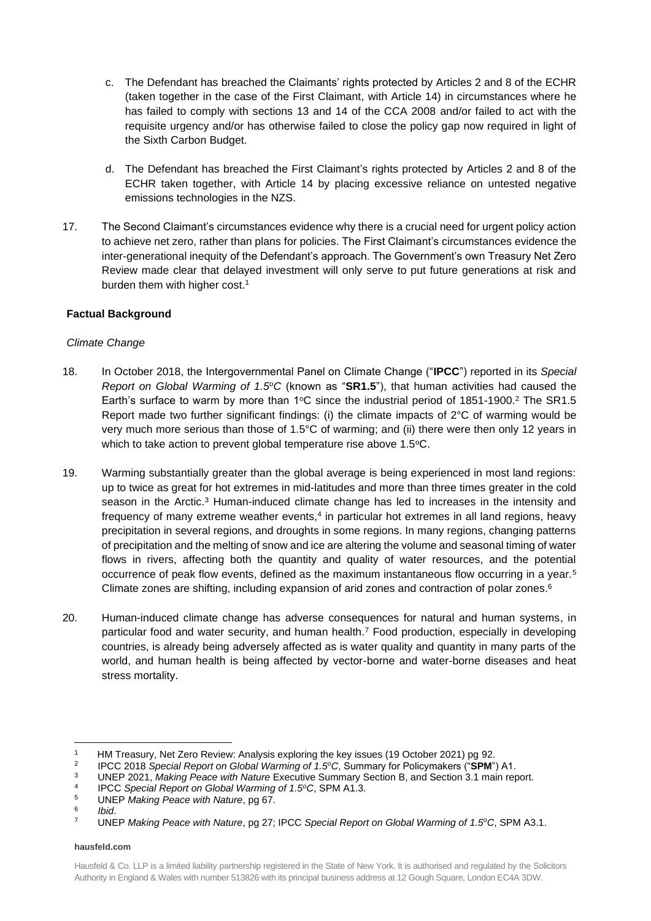c. The Defendant has breached the Claimants' rights protected by Articles 2 and 8 of the ECHR (taken together in the case of the First Claimant, with Article 14) in circumstances where he has failed to comply with sections 13 and 14 of the CCA 2008 and/or failed to act with the requisite urgency and/or has otherwise failed to close the policy gap now required in light of the Sixth Carbon Budget.

d. The Defendant has breached the First Claimant's rights protected by Articles 2 and 8 of the ECHR taken together, with Article 14 by placing excessive reliance on untested negative emissions technologies in the NZS.

17. The Second Claimant's circumstances evidence why there is a crucial need for urgent policy action to achieve net zero, rather than plans for policies. The First Claimant's circumstances evidence the inter-generational inequity of the Defendant's approach. The Government's own Treasury Net Zero Review made clear that delayed investment will only serve to put future generations at risk and burden them with higher cost.[1]

**Factual Background**

*Climate Change*

18. In October 2018, the Intergovernmental Panel on Climate Change ("**IPCC**") reported in its *Special Report on Global Warming of 1.5°C* (known as "**SR1.5**"), that human activities had caused the Earth's surface to warm by more than 1°C since the industrial period of 1851-1900.[2] The SR1.5 Report made two further significant findings: (i) the climate impacts of 2°C of warming would be very much more serious than those of 1.5°C of warming; and (ii) there were then only 12 years in which to take action to prevent global temperature rise above 1.5°C.

19. Warming substantially greater than the global average is being experienced in most land regions: up to twice as great for hot extremes in mid-latitudes and more than three times greater in the cold season in the Arctic.[3] Human-induced climate change has led to increases in the intensity and frequency of many extreme weather events,[4] in particular hot extremes in all land regions, heavy precipitation in several regions, and droughts in some regions. In many regions, changing patterns of precipitation and the melting of snow and ice are altering the volume and seasonal timing of water flows in rivers, affecting both the quantity and quality of water resources, and the potential occurrence of peak flow events, defined as the maximum instantaneous flow occurring in a year.[5] Climate zones are shifting, including expansion of arid zones and contraction of polar zones.[6]

20. Human-induced climate change has adverse consequences for natural and human systems, in particular food and water security, and human health.[7] Food production, especially in developing countries, is already being adversely affected as is water quality and quantity in many parts of the world, and human health is being affected by vector-borne and water-borne diseases and heat stress mortality.

---

[1] HM Treasury, Net Zero Review: Analysis exploring the key issues (19 October 2021) pg 92.

[2] IPCC 2018 *Special Report on Global Warming of 1.5°C*, Summary for Policymakers ("**SPM**") A1.

[3] UNEP 2021, *Making Peace with Nature* Executive Summary Section B, and Section 3.1 main report.

[4] IPCC *Special Report on Global Warming of 1.5°C*, SPM A1.3.

[5] UNEP *Making Peace with Nature*, pg 67.

[6] *Ibid*.

[7] UNEP *Making Peace with Nature*, pg 27; IPCC *Special Report on Global Warming of 1.5°C*, SPM A3.1.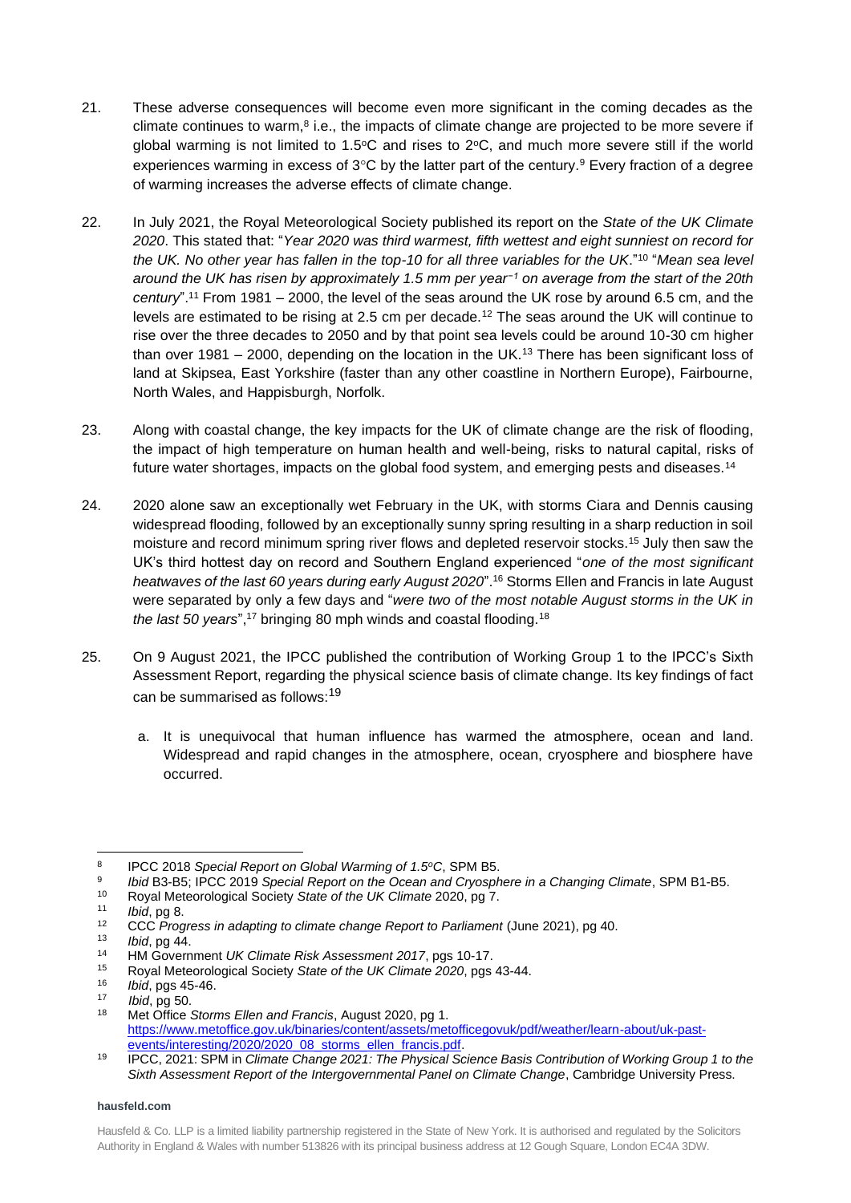21. These adverse consequences will become even more significant in the coming decades as the climate continues to warm,[8] i.e., the impacts of climate change are projected to be more severe if global warming is not limited to 1.5°C and rises to 2°C, and much more severe still if the world experiences warming in excess of 3°C by the latter part of the century.[9] Every fraction of a degree of warming increases the adverse effects of climate change.

22. In July 2021, the Royal Meteorological Society published its report on the *State of the UK Climate 2020*. This stated that: "*Year 2020 was third warmest, fifth wettest and eight sunniest on record for the UK. No other year has fallen in the top-10 for all three variables for the UK*."[10] "*Mean sea level around the UK has risen by approximately 1.5 mm per year$^{-1}$ on average from the start of the 20th century*".[11] From 1981 – 2000, the level of the seas around the UK rose by around 6.5 cm, and the levels are estimated to be rising at 2.5 cm per decade.[12] The seas around the UK will continue to rise over the three decades to 2050 and by that point sea levels could be around 10-30 cm higher than over 1981 – 2000, depending on the location in the UK.[13] There has been significant loss of land at Skipsea, East Yorkshire (faster than any other coastline in Northern Europe), Fairbourne, North Wales, and Happisburgh, Norfolk.

23. Along with coastal change, the key impacts for the UK of climate change are the risk of flooding, the impact of high temperature on human health and well-being, risks to natural capital, risks of future water shortages, impacts on the global food system, and emerging pests and diseases.[14]

24. 2020 alone saw an exceptionally wet February in the UK, with storms Ciara and Dennis causing widespread flooding, followed by an exceptionally sunny spring resulting in a sharp reduction in soil moisture and record minimum spring river flows and depleted reservoir stocks.[15] July then saw the UK's third hottest day on record and Southern England experienced "*one of the most significant heatwaves of the last 60 years during early August 2020*".[16] Storms Ellen and Francis in late August were separated by only a few days and "*were two of the most notable August storms in the UK in the last 50 years*",[17] bringing 80 mph winds and coastal flooding.[18]

25. On 9 August 2021, the IPCC published the contribution of Working Group 1 to the IPCC's Sixth Assessment Report, regarding the physical science basis of climate change. Its key findings of fact can be summarised as follows:[19]

    a. It is unequivocal that human influence has warmed the atmosphere, ocean and land. Widespread and rapid changes in the atmosphere, ocean, cryosphere and biosphere have occurred.

---

[8] IPCC 2018 *Special Report on Global Warming of 1.5°C*, SPM B5.

[9] *Ibid* B3-B5; IPCC 2019 *Special Report on the Ocean and Cryosphere in a Changing Climate*, SPM B1-B5.

[10] Royal Meteorological Society *State of the UK Climate* 2020, pg 7.

[11] *Ibid*, pg 8.

[12] CCC *Progress in adapting to climate change Report to Parliament* (June 2021), pg 40.

[13] *Ibid*, pg 44.

[14] HM Government *UK Climate Risk Assessment 2017*, pgs 10-17.

[15] Royal Meteorological Society *State of the UK Climate 2020*, pgs 43-44.

[16] *Ibid*, pgs 45-46.

[17] *Ibid*, pg 50.

[18] Met Office *Storms Ellen and Francis*, August 2020, pg 1. https://www.metoffice.gov.uk/binaries/content/assets/metofficegovuk/pdf/weather/learn-about/uk-past-events/interesting/2020/2020_08_storms_ellen_francis.pdf.

[19] IPCC, 2021: SPM in *Climate Change 2021: The Physical Science Basis Contribution of Working Group 1 to the Sixth Assessment Report of the Intergovernmental Panel on Climate Change*, Cambridge University Press.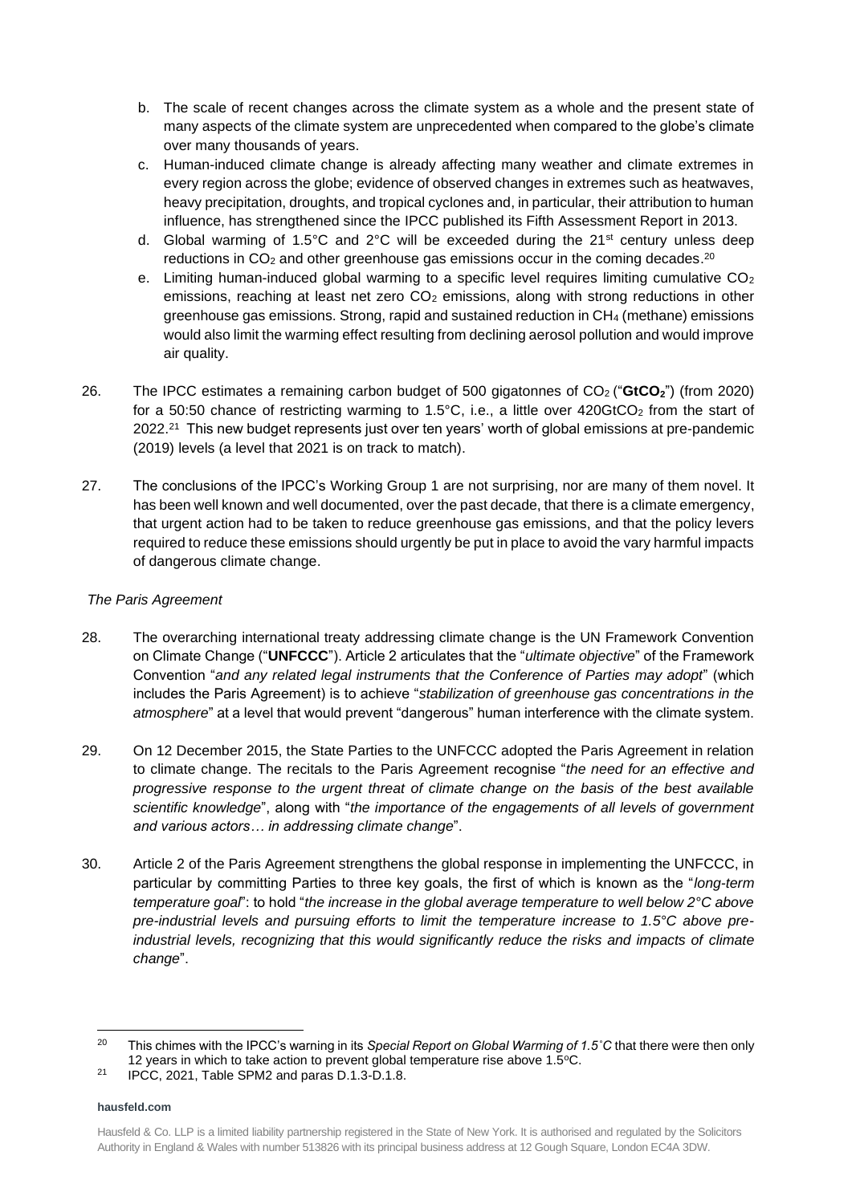b. The scale of recent changes across the climate system as a whole and the present state of many aspects of the climate system are unprecedented when compared to the globe's climate over many thousands of years.

c. Human-induced climate change is already affecting many weather and climate extremes in every region across the globe; evidence of observed changes in extremes such as heatwaves, heavy precipitation, droughts, and tropical cyclones and, in particular, their attribution to human influence, has strengthened since the IPCC published its Fifth Assessment Report in 2013.

d. Global warming of 1.5°C and 2°C will be exceeded during the 21st century unless deep reductions in $CO_2$ and other greenhouse gas emissions occur in the coming decades.[20]

e. Limiting human-induced global warming to a specific level requires limiting cumulative $CO_2$ emissions, reaching at least net zero $CO_2$ emissions, along with strong reductions in other greenhouse gas emissions. Strong, rapid and sustained reduction in $CH_4$ (methane) emissions would also limit the warming effect resulting from declining aerosol pollution and would improve air quality.

26. The IPCC estimates a remaining carbon budget of 500 gigatonnes of $CO_2$ ("**$GtCO_2$**") (from 2020) for a 50:50 chance of restricting warming to 1.5°C, i.e., a little over 420$GtCO_2$ from the start of 2022.[21] This new budget represents just over ten years' worth of global emissions at pre-pandemic (2019) levels (a level that 2021 is on track to match).

27. The conclusions of the IPCC's Working Group 1 are not surprising, nor are many of them novel. It has been well known and well documented, over the past decade, that there is a climate emergency, that urgent action had to be taken to reduce greenhouse gas emissions, and that the policy levers required to reduce these emissions should urgently be put in place to avoid the vary harmful impacts of dangerous climate change.

*The Paris Agreement*

28. The overarching international treaty addressing climate change is the UN Framework Convention on Climate Change ("**UNFCCC**"). Article 2 articulates that the "*ultimate objective*" of the Framework Convention "*and any related legal instruments that the Conference of Parties may adopt*" (which includes the Paris Agreement) is to achieve "*stabilization of greenhouse gas concentrations in the atmosphere*" at a level that would prevent "dangerous" human interference with the climate system.

29. On 12 December 2015, the State Parties to the UNFCCC adopted the Paris Agreement in relation to climate change. The recitals to the Paris Agreement recognise "*the need for an effective and progressive response to the urgent threat of climate change on the basis of the best available scientific knowledge*", along with "*the importance of the engagements of all levels of government and various actors… in addressing climate change*".

30. Article 2 of the Paris Agreement strengthens the global response in implementing the UNFCCC, in particular by committing Parties to three key goals, the first of which is known as the "*long-term temperature goal*": to hold "*the increase in the global average temperature to well below 2°C above pre-industrial levels and pursuing efforts to limit the temperature increase to 1.5°C above pre-industrial levels, recognizing that this would significantly reduce the risks and impacts of climate change*".

---

[20] This chimes with the IPCC's warning in its *Special Report on Global Warming of 1.5˚C* that there were then only 12 years in which to take action to prevent global temperature rise above 1.5°C.

[21] IPCC, 2021, Table SPM2 and paras D.1.3-D.1.8.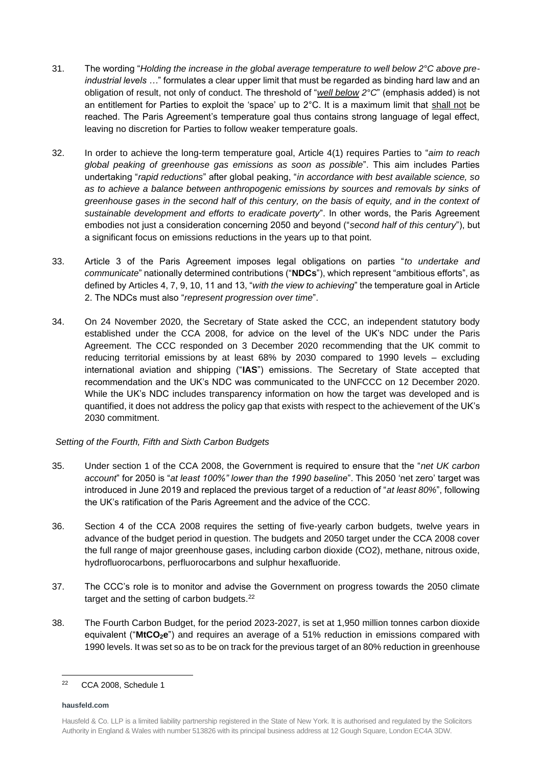31. The wording "*Holding the increase in the global average temperature to well below 2°C above pre-industrial levels* …" formulates a clear upper limit that must be regarded as binding hard law and an obligation of result, not only of conduct. The threshold of "***well below*** *2°C*" (emphasis added) is not an entitlement for Parties to exploit the 'space' up to 2°C. It is a maximum limit that shall not be reached. The Paris Agreement's temperature goal thus contains strong language of legal effect, leaving no discretion for Parties to follow weaker temperature goals.

32. In order to achieve the long-term temperature goal, Article 4(1) requires Parties to "*aim to reach global peaking of greenhouse gas emissions as soon as possible*". This aim includes Parties undertaking "*rapid reductions*" after global peaking, "*in accordance with best available science, so as to achieve a balance between anthropogenic emissions by sources and removals by sinks of greenhouse gases in the second half of this century, on the basis of equity, and in the context of sustainable development and efforts to eradicate poverty*". In other words, the Paris Agreement embodies not just a consideration concerning 2050 and beyond ("*second half of this century*"), but a significant focus on emissions reductions in the years up to that point.

33. Article 3 of the Paris Agreement imposes legal obligations on parties "*to undertake and communicate*" nationally determined contributions ("**NDCs**"), which represent "ambitious efforts", as defined by Articles 4, 7, 9, 10, 11 and 13, "*with the view to achieving*" the temperature goal in Article 2. The NDCs must also "*represent progression over time*".

34. On 24 November 2020, the Secretary of State asked the CCC, an independent statutory body established under the CCA 2008, for advice on the level of the UK's NDC under the Paris Agreement. The CCC responded on 3 December 2020 recommending that the UK commit to reducing territorial emissions by at least 68% by 2030 compared to 1990 levels – excluding international aviation and shipping ("**IAS**") emissions. The Secretary of State accepted that recommendation and the UK's NDC was communicated to the UNFCCC on 12 December 2020. While the UK's NDC includes transparency information on how the target was developed and is quantified, it does not address the policy gap that exists with respect to the achievement of the UK's 2030 commitment.

*Setting of the Fourth, Fifth and Sixth Carbon Budgets*

35. Under section 1 of the CCA 2008, the Government is required to ensure that the "*net UK carbon account*" for 2050 is "*at least 100%" lower than the 1990 baseline*". This 2050 'net zero' target was introduced in June 2019 and replaced the previous target of a reduction of "*at least 80%*", following the UK's ratification of the Paris Agreement and the advice of the CCC.

36. Section 4 of the CCA 2008 requires the setting of five-yearly carbon budgets, twelve years in advance of the budget period in question. The budgets and 2050 target under the CCA 2008 cover the full range of major greenhouse gases, including carbon dioxide (CO2), methane, nitrous oxide, hydrofluorocarbons, perfluorocarbons and sulphur hexafluoride.

37. The CCC's role is to monitor and advise the Government on progress towards the 2050 climate target and the setting of carbon budgets.[22]

38. The Fourth Carbon Budget, for the period 2023-2027, is set at 1,950 million tonnes carbon dioxide equivalent ("**$MtCO_2e$**") and requires an average of a 51% reduction in emissions compared with 1990 levels. It was set so as to be on track for the previous target of an 80% reduction in greenhouse

[22] CCA 2008, Schedule 1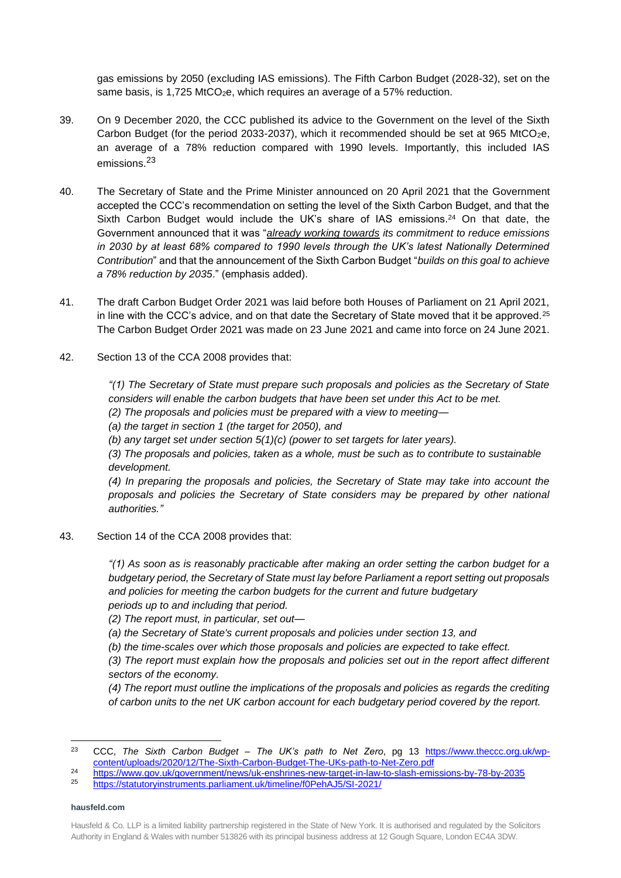gas emissions by 2050 (excluding IAS emissions). The Fifth Carbon Budget (2028-32), set on the same basis, is 1,725 $MtCO_2e$, which requires an average of a 57% reduction.

39. On 9 December 2020, the CCC published its advice to the Government on the level of the Sixth Carbon Budget (for the period 2033-2037), which it recommended should be set at 965 $MtCO_2e$, an average of a 78% reduction compared with 1990 levels. Importantly, this included IAS emissions.[23]

40. The Secretary of State and the Prime Minister announced on 20 April 2021 that the Government accepted the CCC's recommendation on setting the level of the Sixth Carbon Budget, and that the Sixth Carbon Budget would include the UK's share of IAS emissions.[24] On that date, the Government announced that it was "*already working towards its commitment to reduce emissions in 2030 by at least 68% compared to 1990 levels through the UK's latest Nationally Determined Contribution*" and that the announcement of the Sixth Carbon Budget "*builds on this goal to achieve a 78% reduction by 2035*." (emphasis added).

41. The draft Carbon Budget Order 2021 was laid before both Houses of Parliament on 21 April 2021, in line with the CCC's advice, and on that date the Secretary of State moved that it be approved.[25] The Carbon Budget Order 2021 was made on 23 June 2021 and came into force on 24 June 2021.

42. Section 13 of the CCA 2008 provides that:

> *"(1) The Secretary of State must prepare such proposals and policies as the Secretary of State considers will enable the carbon budgets that have been set under this Act to be met.*
> *(2) The proposals and policies must be prepared with a view to meeting—*
> *(a) the target in section 1 (the target for 2050), and*
> *(b) any target set under section 5(1)(c) (power to set targets for later years).*
> *(3) The proposals and policies, taken as a whole, must be such as to contribute to sustainable development.*
> *(4) In preparing the proposals and policies, the Secretary of State may take into account the proposals and policies the Secretary of State considers may be prepared by other national authorities."*

43. Section 14 of the CCA 2008 provides that:

> *"(1) As soon as is reasonably practicable after making an order setting the carbon budget for a budgetary period, the Secretary of State must lay before Parliament a report setting out proposals and policies for meeting the carbon budgets for the current and future budgetary periods up to and including that period.*
> *(2) The report must, in particular, set out—*
> *(a) the Secretary of State's current proposals and policies under section 13, and*
> *(b) the time-scales over which those proposals and policies are expected to take effect.*
> *(3) The report must explain how the proposals and policies set out in the report affect different sectors of the economy.*
> *(4) The report must outline the implications of the proposals and policies as regards the crediting of carbon units to the net UK carbon account for each budgetary period covered by the report.*

---

[23] CCC, *The Sixth Carbon Budget – The UK's path to Net Zero*, pg 13 https://www.theccc.org.uk/wp-content/uploads/2020/12/The-Sixth-Carbon-Budget-The-UKs-path-to-Net-Zero.pdf

[24] https://www.gov.uk/government/news/uk-enshrines-new-target-in-law-to-slash-emissions-by-78-by-2035

[25] https://statutoryinstruments.parliament.uk/timeline/f0PehAJ5/SI-2021/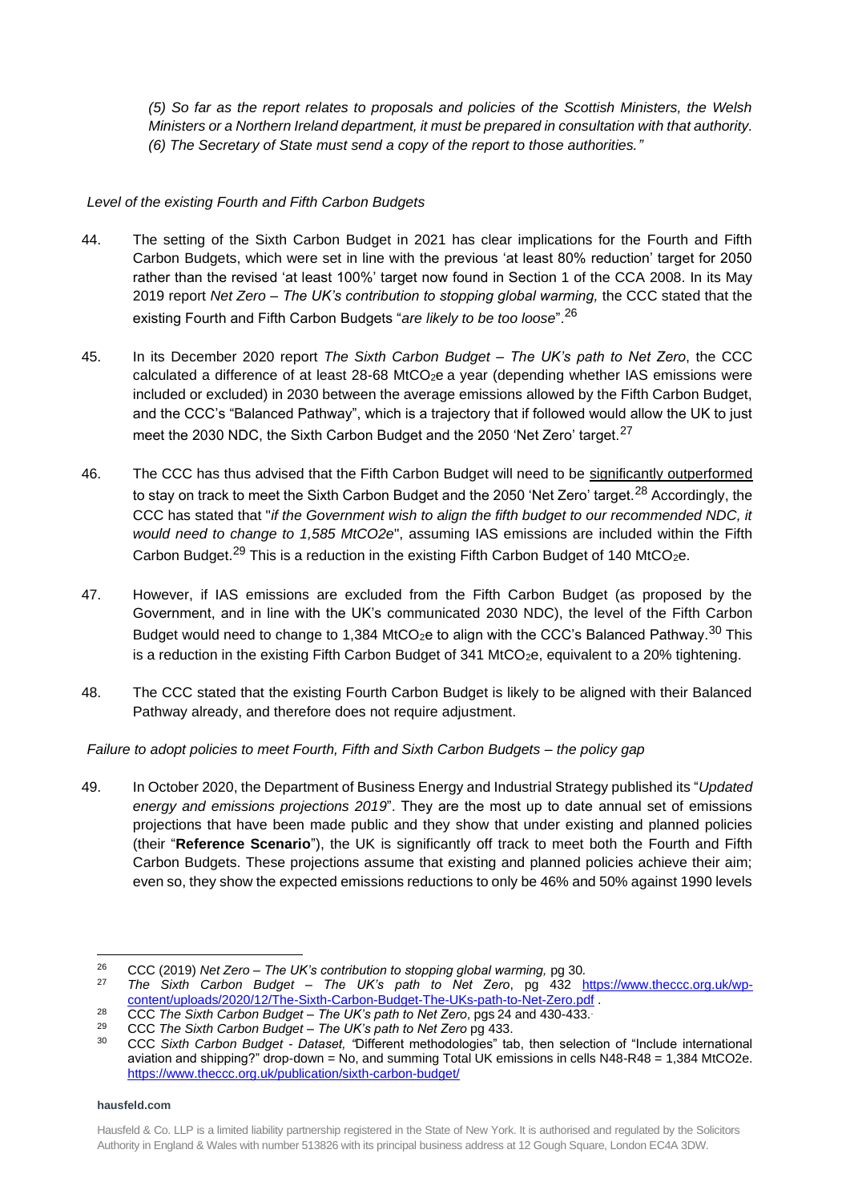*(5) So far as the report relates to proposals and policies of the Scottish Ministers, the Welsh Ministers or a Northern Ireland department, it must be prepared in consultation with that authority.*
*(6) The Secretary of State must send a copy of the report to those authorities."*

*Level of the existing Fourth and Fifth Carbon Budgets*

44. The setting of the Sixth Carbon Budget in 2021 has clear implications for the Fourth and Fifth Carbon Budgets, which were set in line with the previous 'at least 80% reduction' target for 2050 rather than the revised 'at least 100%' target now found in Section 1 of the CCA 2008. In its May 2019 report *Net Zero – The UK's contribution to stopping global warming,* the CCC stated that the existing Fourth and Fifth Carbon Budgets "*are likely to be too loose*".[26]

45. In its December 2020 report *The Sixth Carbon Budget – The UK's path to Net Zero*, the CCC calculated a difference of at least 28-68 $MtCO_2e$ a year (depending whether IAS emissions were included or excluded) in 2030 between the average emissions allowed by the Fifth Carbon Budget, and the CCC's "Balanced Pathway", which is a trajectory that if followed would allow the UK to just meet the 2030 NDC, the Sixth Carbon Budget and the 2050 'Net Zero' target.[27]

46. The CCC has thus advised that the Fifth Carbon Budget will need to be significantly outperformed to stay on track to meet the Sixth Carbon Budget and the 2050 'Net Zero' target.[28] Accordingly, the CCC has stated that "*if the Government wish to align the fifth budget to our recommended NDC, it would need to change to 1,585 MtCO2e*", assuming IAS emissions are included within the Fifth Carbon Budget.[29] This is a reduction in the existing Fifth Carbon Budget of 140 $MtCO_2e$.

47. However, if IAS emissions are excluded from the Fifth Carbon Budget (as proposed by the Government, and in line with the UK's communicated 2030 NDC), the level of the Fifth Carbon Budget would need to change to 1,384 $MtCO_2e$ to align with the CCC's Balanced Pathway.[30] This is a reduction in the existing Fifth Carbon Budget of 341 $MtCO_2e$, equivalent to a 20% tightening.

48. The CCC stated that the existing Fourth Carbon Budget is likely to be aligned with their Balanced Pathway already, and therefore does not require adjustment.

*Failure to adopt policies to meet Fourth, Fifth and Sixth Carbon Budgets – the policy gap*

49. In October 2020, the Department of Business Energy and Industrial Strategy published its "*Updated energy and emissions projections 2019*". They are the most up to date annual set of emissions projections that have been made public and they show that under existing and planned policies (their "**Reference Scenario**"), the UK is significantly off track to meet both the Fourth and Fifth Carbon Budgets. These projections assume that existing and planned policies achieve their aim; even so, they show the expected emissions reductions to only be 46% and 50% against 1990 levels

---

[26] CCC (2019) *Net Zero – The UK's contribution to stopping global warming,* pg 30.

[27] *The Sixth Carbon Budget – The UK's path to Net Zero*, pg 432 https://www.theccc.org.uk/wp-content/uploads/2020/12/The-Sixth-Carbon-Budget-The-UKs-path-to-Net-Zero.pdf .

[28] CCC *The Sixth Carbon Budget – The UK's path to Net Zero*, pgs 24 and 430-433.

[29] CCC *The Sixth Carbon Budget – The UK's path to Net Zero* pg 433.

[30] CCC *Sixth Carbon Budget - Dataset, "*Different methodologies" tab, then selection of "Include international aviation and shipping?" drop-down = No, and summing Total UK emissions in cells N48-R48 = 1,384 MtCO2e. https://www.theccc.org.uk/publication/sixth-carbon-budget/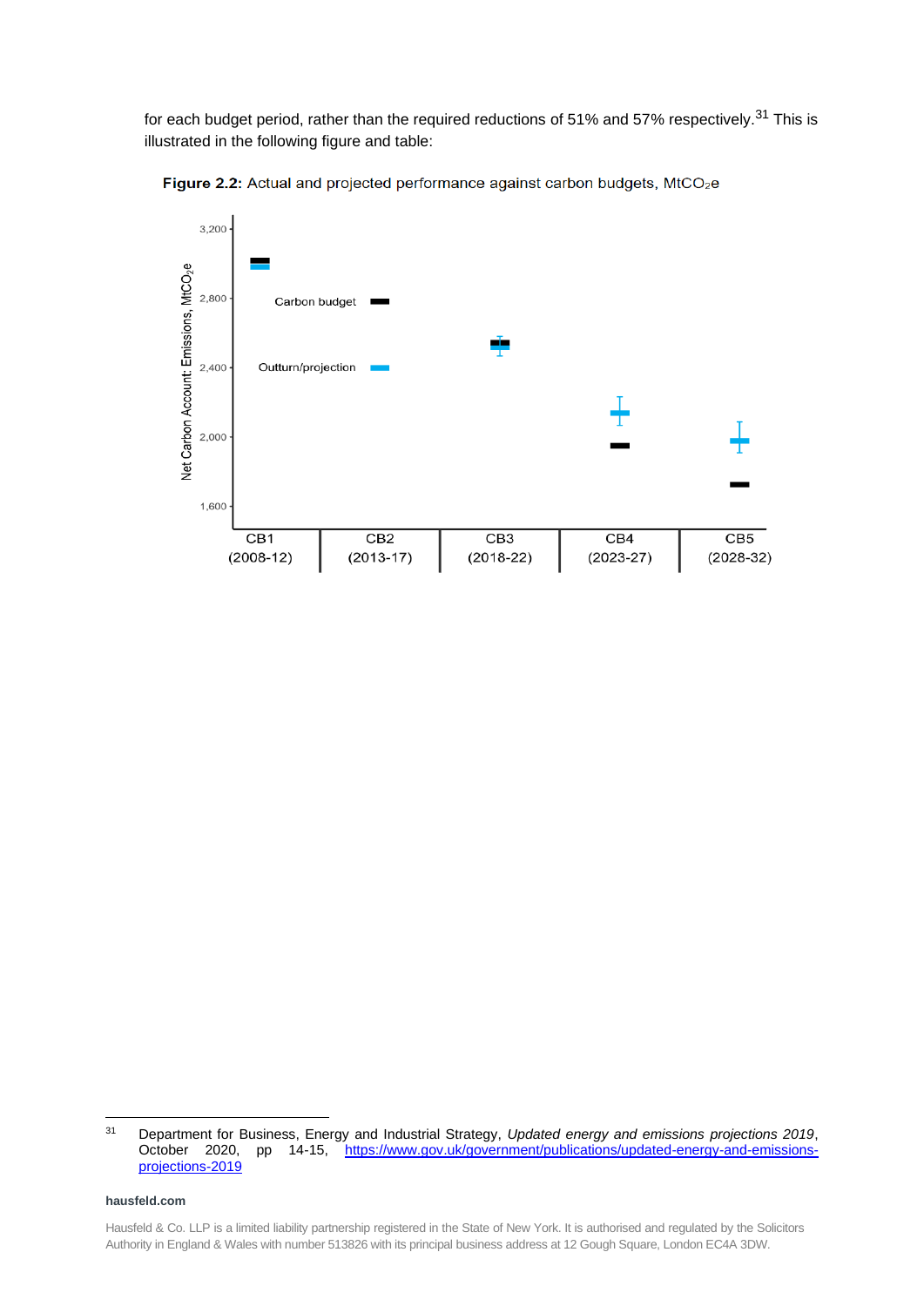for each budget period, rather than the required reductions of 51% and 57% respectively.[31] This is illustrated in the following figure and table:

**Figure 2.2:** Actual and projected performance against carbon budgets, $MtCO_2e$

[31] Department for Business, Energy and Industrial Strategy, *Updated energy and emissions projections 2019*, October 2020, pp 14-15, https://www.gov.uk/government/publications/updated-energy-and-emissions-projections-2019

**hausfeld.com**

Hausfeld & Co. LLP is a limited liability partnership registered in the State of New York. It is authorised and regulated by the Solicitors Authority in England & Wales with number 513826 with its principal business address at 12 Gough Square, London EC4A 3DW.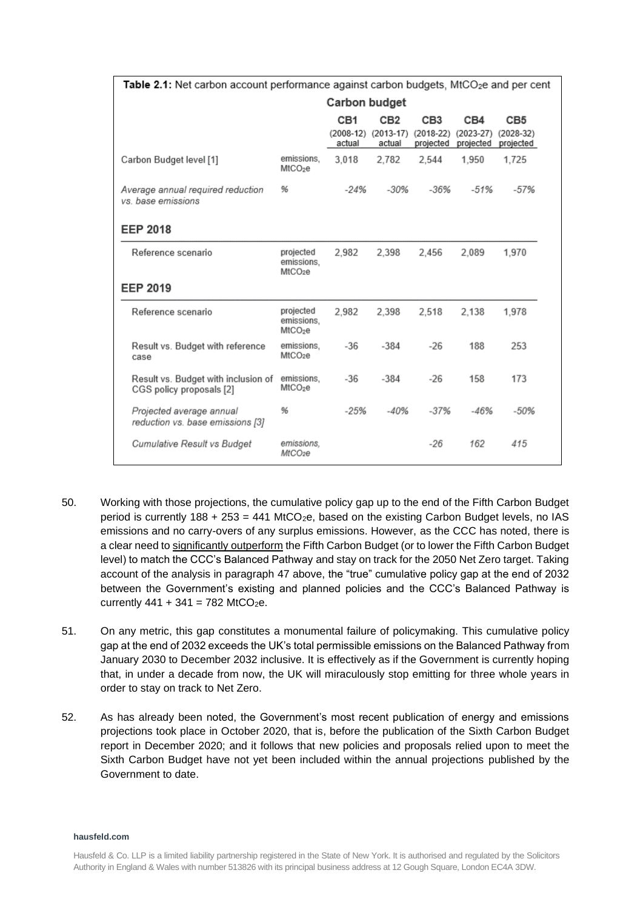**Table 2.1:** Net carbon account performance against carbon budgets, $MtCO_2e$ and per cent

| | | Carbon budget | | | | |
|---|---|---|---|---|---|---|
| | | CB1 (2008-12) actual | CB2 (2013-17) actual | CB3 (2018-22) projected | CB4 (2023-27) projected | CB5 (2028-32) projected |
| Carbon Budget level [1] | emissions, $MtCO_2e$ | 3,018 | 2,782 | 2,544 | 1,950 | 1,725 |
| *Average annual required reduction vs. base emissions* | % | *-24%* | *-30%* | *-36%* | *-51%* | *-57%* |
| **EEP 2018** | | | | | | |
| Reference scenario | projected emissions, $MtCO_2e$ | 2,982 | 2,398 | 2,456 | 2,089 | 1,970 |
| **EEP 2019** | | | | | | |
| Reference scenario | projected emissions, $MtCO_2e$ | 2,982 | 2,398 | 2,518 | 2,138 | 1,978 |
| Result vs. Budget with reference case | emissions, $MtCO_2e$ | -36 | -384 | -26 | 188 | 253 |
| Result vs. Budget with inclusion of CGS policy proposals [2] | emissions, $MtCO_2e$ | -36 | -384 | -26 | 158 | 173 |
| *Projected average annual reduction vs. base emissions [3]* | % | *-25%* | *-40%* | *-37%* | *-46%* | *-50%* |
| *Cumulative Result vs Budget* | *emissions, $MtCO_2e$* | | | *-26* | *162* | *415* |

50. Working with those projections, the cumulative policy gap up to the end of the Fifth Carbon Budget period is currently 188 + 253 = 441 $MtCO_2e$, based on the existing Carbon Budget levels, no IAS emissions and no carry-overs of any surplus emissions. However, as the CCC has noted, there is a clear need to significantly outperform the Fifth Carbon Budget (or to lower the Fifth Carbon Budget level) to match the CCC's Balanced Pathway and stay on track for the 2050 Net Zero target. Taking account of the analysis in paragraph 47 above, the "true" cumulative policy gap at the end of 2032 between the Government's existing and planned policies and the CCC's Balanced Pathway is currently 441 + 341 = 782 $MtCO_2e$.

51. On any metric, this gap constitutes a monumental failure of policymaking. This cumulative policy gap at the end of 2032 exceeds the UK's total permissible emissions on the Balanced Pathway from January 2030 to December 2032 inclusive. It is effectively as if the Government is currently hoping that, in under a decade from now, the UK will miraculously stop emitting for three whole years in order to stay on track to Net Zero.

52. As has already been noted, the Government's most recent publication of energy and emissions projections took place in October 2020, that is, before the publication of the Sixth Carbon Budget report in December 2020; and it follows that new policies and proposals relied upon to meet the Sixth Carbon Budget have not yet been included within the annual projections published by the Government to date.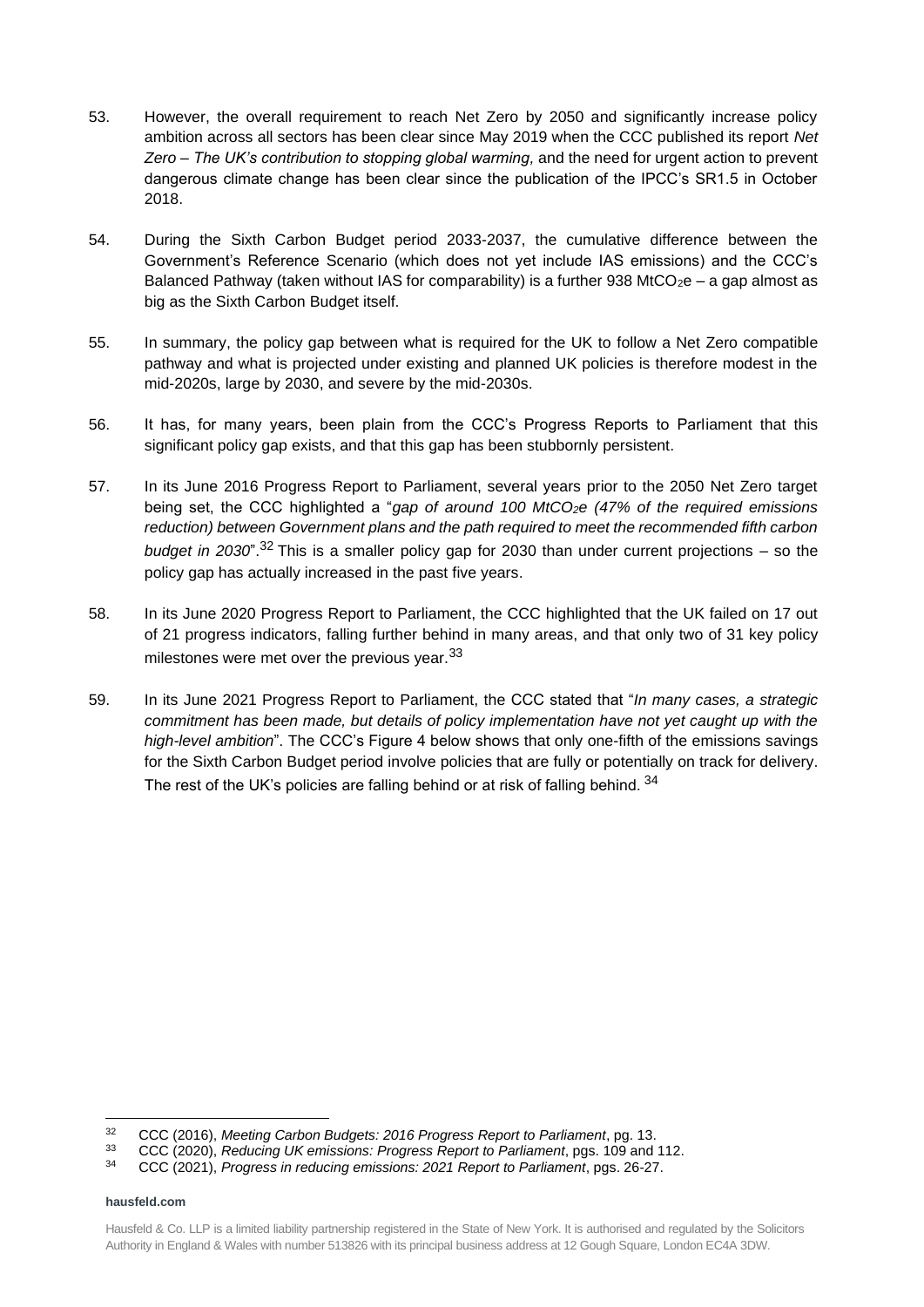53. However, the overall requirement to reach Net Zero by 2050 and significantly increase policy ambition across all sectors has been clear since May 2019 when the CCC published its report *Net Zero – The UK's contribution to stopping global warming,* and the need for urgent action to prevent dangerous climate change has been clear since the publication of the IPCC's SR1.5 in October 2018.

54. During the Sixth Carbon Budget period 2033-2037, the cumulative difference between the Government's Reference Scenario (which does not yet include IAS emissions) and the CCC's Balanced Pathway (taken without IAS for comparability) is a further 938 $MtCO_2e$ – a gap almost as big as the Sixth Carbon Budget itself.

55. In summary, the policy gap between what is required for the UK to follow a Net Zero compatible pathway and what is projected under existing and planned UK policies is therefore modest in the mid-2020s, large by 2030, and severe by the mid-2030s.

56. It has, for many years, been plain from the CCC's Progress Reports to Parliament that this significant policy gap exists, and that this gap has been stubbornly persistent.

57. In its June 2016 Progress Report to Parliament, several years prior to the 2050 Net Zero target being set, the CCC highlighted a "*gap of around 100 $MtCO_2e$ (47% of the required emissions reduction) between Government plans and the path required to meet the recommended fifth carbon budget in 2030*".[32] This is a smaller policy gap for 2030 than under current projections – so the policy gap has actually increased in the past five years.

58. In its June 2020 Progress Report to Parliament, the CCC highlighted that the UK failed on 17 out of 21 progress indicators, falling further behind in many areas, and that only two of 31 key policy milestones were met over the previous year.[33]

59. In its June 2021 Progress Report to Parliament, the CCC stated that "*In many cases, a strategic commitment has been made, but details of policy implementation have not yet caught up with the high-level ambition*". The CCC's Figure 4 below shows that only one-fifth of the emissions savings for the Sixth Carbon Budget period involve policies that are fully or potentially on track for delivery. The rest of the UK's policies are falling behind or at risk of falling behind.[34]

---

[32] CCC (2016), *Meeting Carbon Budgets: 2016 Progress Report to Parliament*, pg. 13.

[33] CCC (2020), *Reducing UK emissions: Progress Report to Parliament*, pgs. 109 and 112.

[34] CCC (2021), *Progress in reducing emissions: 2021 Report to Parliament*, pgs. 26-27.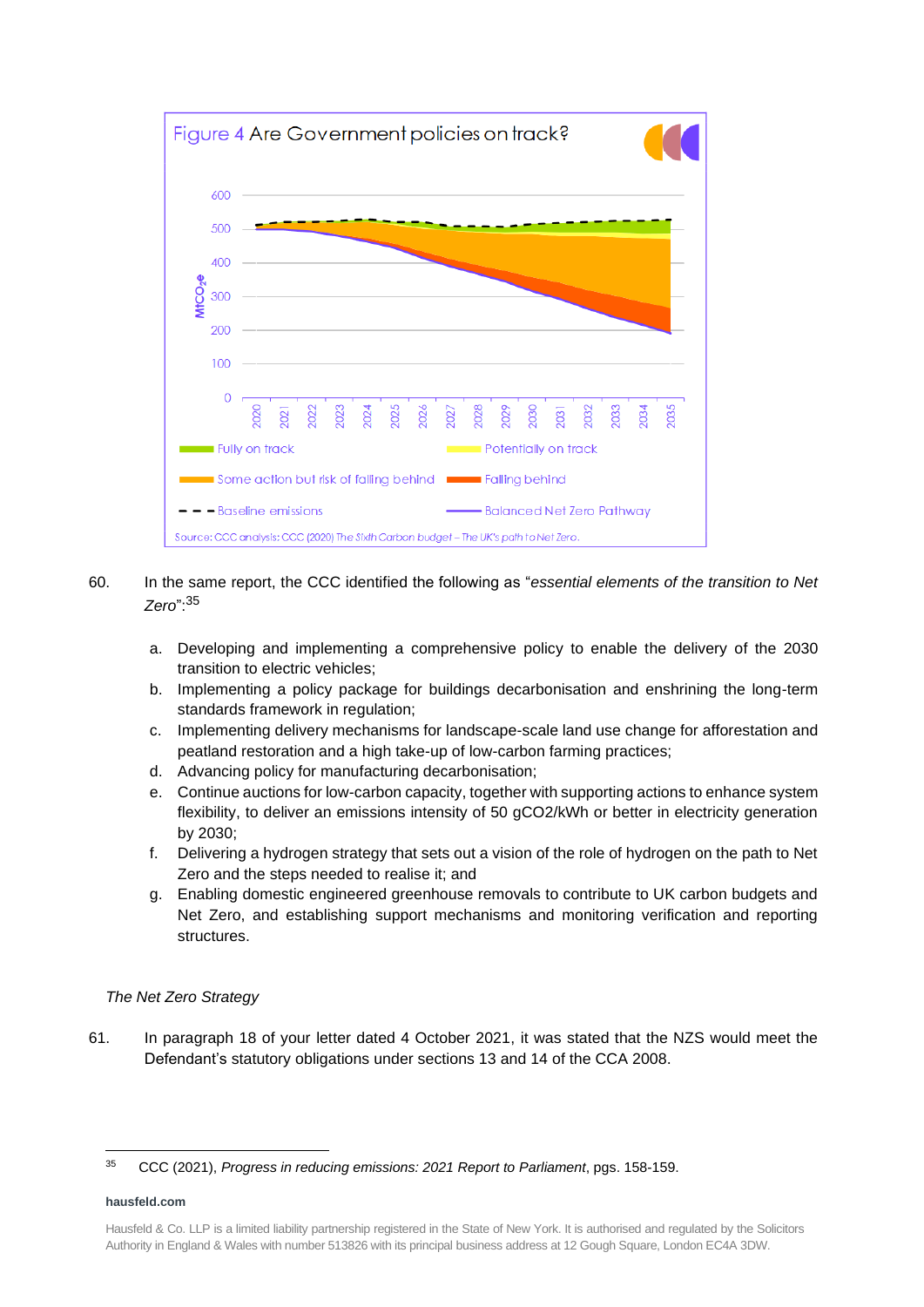Figure 4 Are Government policies on track?

Source: CCC analysis; CCC (2020) The Sixth Carbon budget – The UK's path to Net Zero.

60. In the same report, the CCC identified the following as "*essential elements of the transition to Net Zero*":[35]

a. Developing and implementing a comprehensive policy to enable the delivery of the 2030 transition to electric vehicles;
b. Implementing a policy package for buildings decarbonisation and enshrining the long-term standards framework in regulation;
c. Implementing delivery mechanisms for landscape-scale land use change for afforestation and peatland restoration and a high take-up of low-carbon farming practices;
d. Advancing policy for manufacturing decarbonisation;
e. Continue auctions for low-carbon capacity, together with supporting actions to enhance system flexibility, to deliver an emissions intensity of 50 gCO2/kWh or better in electricity generation by 2030;
f. Delivering a hydrogen strategy that sets out a vision of the role of hydrogen on the path to Net Zero and the steps needed to realise it; and
g. Enabling domestic engineered greenhouse removals to contribute to UK carbon budgets and Net Zero, and establishing support mechanisms and monitoring verification and reporting structures.

*The Net Zero Strategy*

61. In paragraph 18 of your letter dated 4 October 2021, it was stated that the NZS would meet the Defendant's statutory obligations under sections 13 and 14 of the CCA 2008.

[35] CCC (2021), *Progress in reducing emissions: 2021 Report to Parliament*, pgs. 158-159.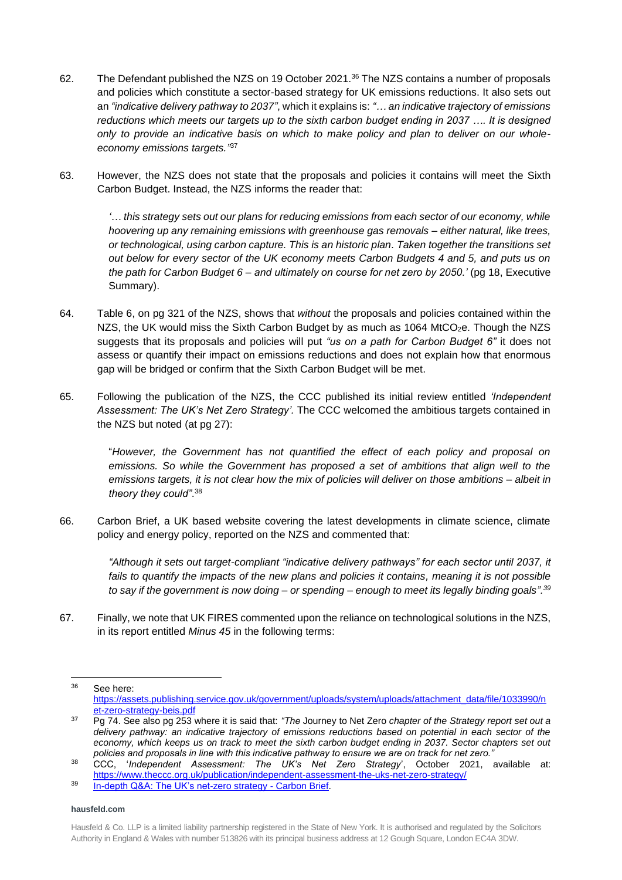62. The Defendant published the NZS on 19 October 2021.[36] The NZS contains a number of proposals and policies which constitute a sector-based strategy for UK emissions reductions. It also sets out an *"indicative delivery pathway to 2037"*, which it explains is: *"… an indicative trajectory of emissions reductions which meets our targets up to the sixth carbon budget ending in 2037 …. It is designed only to provide an indicative basis on which to make policy and plan to deliver on our whole-economy emissions targets."*[37]

63. However, the NZS does not state that the proposals and policies it contains will meet the Sixth Carbon Budget. Instead, the NZS informs the reader that:

> *'… this strategy sets out our plans for reducing emissions from each sector of our economy, while hoovering up any remaining emissions with greenhouse gas removals – either natural, like trees, or technological, using carbon capture. This is an historic plan. Taken together the transitions set out below for every sector of the UK economy meets Carbon Budgets 4 and 5, and puts us on the path for Carbon Budget 6 – and ultimately on course for net zero by 2050.'* (pg 18, Executive Summary).

64. Table 6, on pg 321 of the NZS, shows that *without* the proposals and policies contained within the NZS, the UK would miss the Sixth Carbon Budget by as much as 1064 $MtCO_2e$. Though the NZS suggests that its proposals and policies will put *"us on a path for Carbon Budget 6"* it does not assess or quantify their impact on emissions reductions and does not explain how that enormous gap will be bridged or confirm that the Sixth Carbon Budget will be met.

65. Following the publication of the NZS, the CCC published its initial review entitled *'Independent Assessment: The UK's Net Zero Strategy'.* The CCC welcomed the ambitious targets contained in the NZS but noted (at pg 27):

> "*However, the Government has not quantified the effect of each policy and proposal on emissions. So while the Government has proposed a set of ambitions that align well to the emissions targets, it is not clear how the mix of policies will deliver on those ambitions – albeit in theory they could"*.[38]

66. Carbon Brief, a UK based website covering the latest developments in climate science, climate policy and energy policy, reported on the NZS and commented that:

> *"Although it sets out target-compliant "indicative delivery pathways" for each sector until 2037, it fails to quantify the impacts of the new plans and policies it contains, meaning it is not possible to say if the government is now doing – or spending – enough to meet its legally binding goals".*[39]

67. Finally, we note that UK FIRES commented upon the reliance on technological solutions in the NZS, in its report entitled *Minus 45* in the following terms:

---

[36] See here: https://assets.publishing.service.gov.uk/government/uploads/system/uploads/attachment_data/file/1033990/net-zero-strategy-beis.pdf

[37] Pg 74. See also pg 253 where it is said that: *"The* Journey to Net Zero *chapter of the Strategy report set out a delivery pathway: an indicative trajectory of emissions reductions based on potential in each sector of the economy, which keeps us on track to meet the sixth carbon budget ending in 2037. Sector chapters set out policies and proposals in line with this indicative pathway to ensure we are on track for net zero."*

[38] CCC, '*Independent Assessment: The UK's Net Zero Strategy*', October 2021, available at: https://www.theccc.org.uk/publication/independent-assessment-the-uks-net-zero-strategy/

[39] In-depth Q&A: The UK's net-zero strategy - Carbon Brief.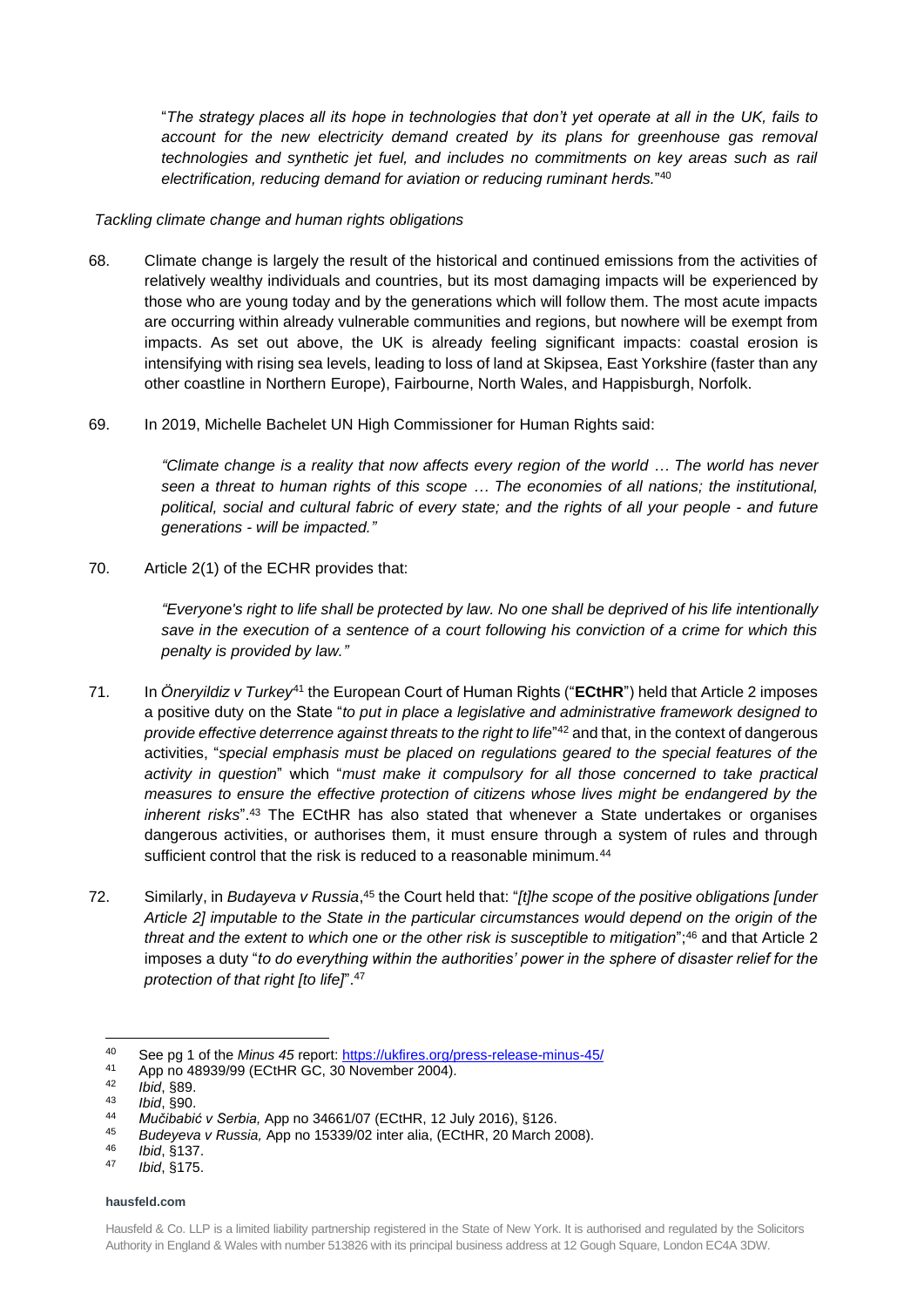"*The strategy places all its hope in technologies that don't yet operate at all in the UK, fails to account for the new electricity demand created by its plans for greenhouse gas removal technologies and synthetic jet fuel, and includes no commitments on key areas such as rail electrification, reducing demand for aviation or reducing ruminant herds.*"[40]

*Tackling climate change and human rights obligations*

68. Climate change is largely the result of the historical and continued emissions from the activities of relatively wealthy individuals and countries, but its most damaging impacts will be experienced by those who are young today and by the generations which will follow them. The most acute impacts are occurring within already vulnerable communities and regions, but nowhere will be exempt from impacts. As set out above, the UK is already feeling significant impacts: coastal erosion is intensifying with rising sea levels, leading to loss of land at Skipsea, East Yorkshire (faster than any other coastline in Northern Europe), Fairbourne, North Wales, and Happisburgh, Norfolk.

69. In 2019, Michelle Bachelet UN High Commissioner for Human Rights said:

> *"Climate change is a reality that now affects every region of the world … The world has never seen a threat to human rights of this scope … The economies of all nations; the institutional, political, social and cultural fabric of every state; and the rights of all your people - and future generations - will be impacted."*

70. Article 2(1) of the ECHR provides that:

> *"Everyone's right to life shall be protected by law. No one shall be deprived of his life intentionally save in the execution of a sentence of a court following his conviction of a crime for which this penalty is provided by law."*

71. In *Öneryildiz v Turkey*[41] the European Court of Human Rights ("**ECtHR**") held that Article 2 imposes a positive duty on the State "*to put in place a legislative and administrative framework designed to provide effective deterrence against threats to the right to life*"[42] and that, in the context of dangerous activities, "*special emphasis must be placed on regulations geared to the special features of the activity in question*" which "*must make it compulsory for all those concerned to take practical measures to ensure the effective protection of citizens whose lives might be endangered by the inherent risks*".[43] The ECtHR has also stated that whenever a State undertakes or organises dangerous activities, or authorises them, it must ensure through a system of rules and through sufficient control that the risk is reduced to a reasonable minimum.[44]

72. Similarly, in *Budayeva v Russia*,[45] the Court held that: "*[t]he scope of the positive obligations [under Article 2] imputable to the State in the particular circumstances would depend on the origin of the threat and the extent to which one or the other risk is susceptible to mitigation*";[46] and that Article 2 imposes a duty "*to do everything within the authorities' power in the sphere of disaster relief for the protection of that right [to life]*".[47]

---

[40] See pg 1 of the *Minus 45* report: https://ukfires.org/press-release-minus-45/
[41] App no 48939/99 (ECtHR GC, 30 November 2004).
[42] *Ibid*, §89.
[43] *Ibid*, §90.
[44] *Mučibabić v Serbia,* App no 34661/07 (ECtHR, 12 July 2016), §126.
[45] *Budeyeva v Russia,* App no 15339/02 inter alia, (ECtHR, 20 March 2008).
[46] *Ibid*, §137.
[47] *Ibid*, §175.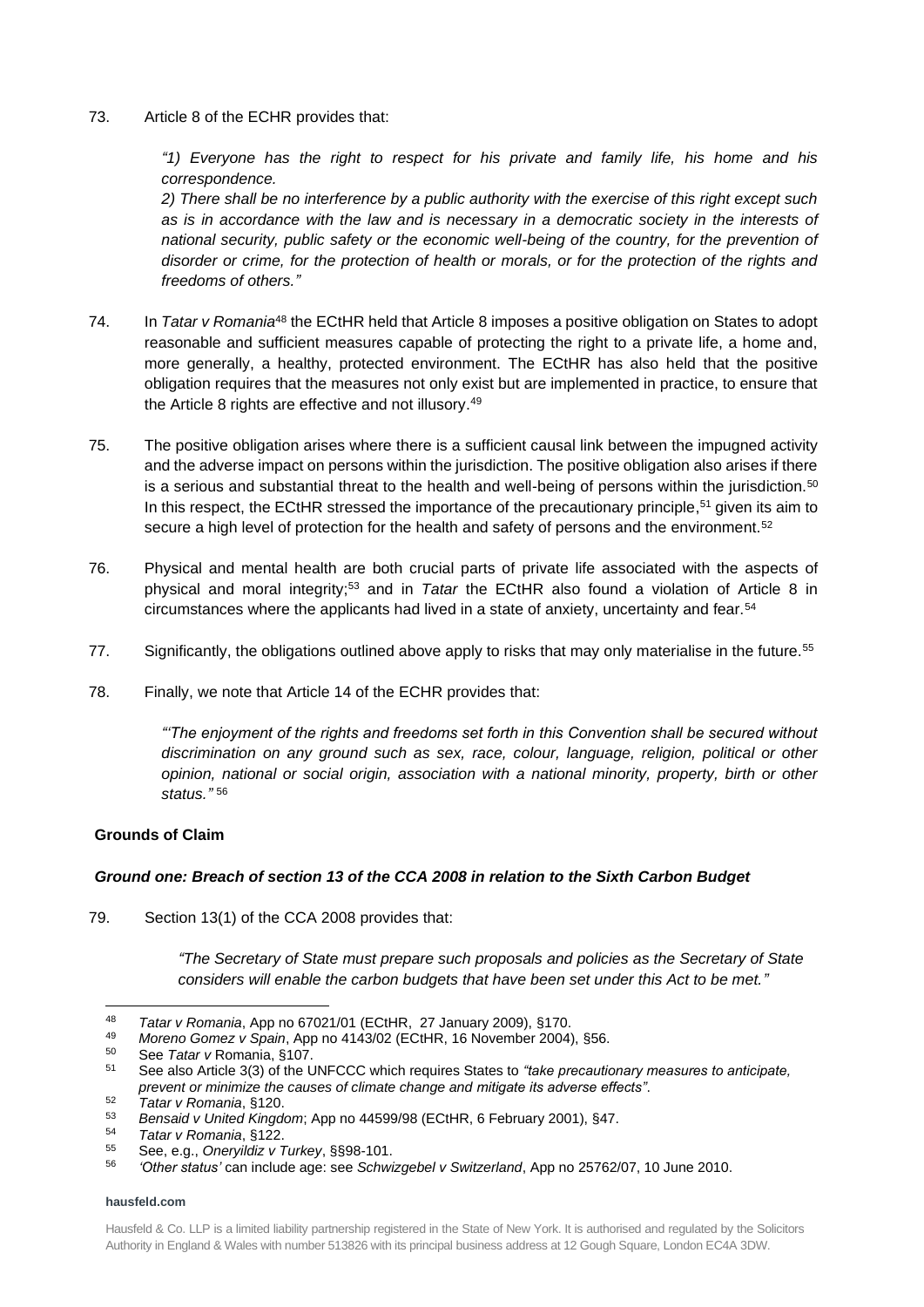73. Article 8 of the ECHR provides that:

> *"1) Everyone has the right to respect for his private and family life, his home and his correspondence.*
> *2) There shall be no interference by a public authority with the exercise of this right except such as is in accordance with the law and is necessary in a democratic society in the interests of national security, public safety or the economic well-being of the country, for the prevention of disorder or crime, for the protection of health or morals, or for the protection of the rights and freedoms of others."*

74. In *Tatar v Romania*[48] the ECtHR held that Article 8 imposes a positive obligation on States to adopt reasonable and sufficient measures capable of protecting the right to a private life, a home and, more generally, a healthy, protected environment. The ECtHR has also held that the positive obligation requires that the measures not only exist but are implemented in practice, to ensure that the Article 8 rights are effective and not illusory.[49]

75. The positive obligation arises where there is a sufficient causal link between the impugned activity and the adverse impact on persons within the jurisdiction. The positive obligation also arises if there is a serious and substantial threat to the health and well-being of persons within the jurisdiction.[50] In this respect, the ECtHR stressed the importance of the precautionary principle,[51] given its aim to secure a high level of protection for the health and safety of persons and the environment.[52]

76. Physical and mental health are both crucial parts of private life associated with the aspects of physical and moral integrity;[53] and in *Tatar* the ECtHR also found a violation of Article 8 in circumstances where the applicants had lived in a state of anxiety, uncertainty and fear.[54]

77. Significantly, the obligations outlined above apply to risks that may only materialise in the future.[55]

78. Finally, we note that Article 14 of the ECHR provides that:

> *"'The enjoyment of the rights and freedoms set forth in this Convention shall be secured without discrimination on any ground such as sex, race, colour, language, religion, political or other opinion, national or social origin, association with a national minority, property, birth or other status."* [56]

**Grounds of Claim**

***Ground one: Breach of section 13 of the CCA 2008 in relation to the Sixth Carbon Budget***

79. Section 13(1) of the CCA 2008 provides that:

> *"The Secretary of State must prepare such proposals and policies as the Secretary of State considers will enable the carbon budgets that have been set under this Act to be met."*

---

[48] *Tatar v Romania*, App no 67021/01 (ECtHR, 27 January 2009), §170.
[49] *Moreno Gomez v Spain*, App no 4143/02 (ECtHR, 16 November 2004), §56.
[50] See *Tatar v* Romania, §107.
[51] See also Article 3(3) of the UNFCCC which requires States to *"take precautionary measures to anticipate, prevent or minimize the causes of climate change and mitigate its adverse effects"*.
[52] *Tatar v Romania*, §120.
[53] *Bensaid v United Kingdom*; App no 44599/98 (ECtHR, 6 February 2001), §47.
[54] *Tatar v Romania*, §122.
[55] See, e.g., *Oneryildiz v Turkey*, §§98-101.
[56] *'Other status'* can include age: see *Schwizgebel v Switzerland*, App no 25762/07, 10 June 2010.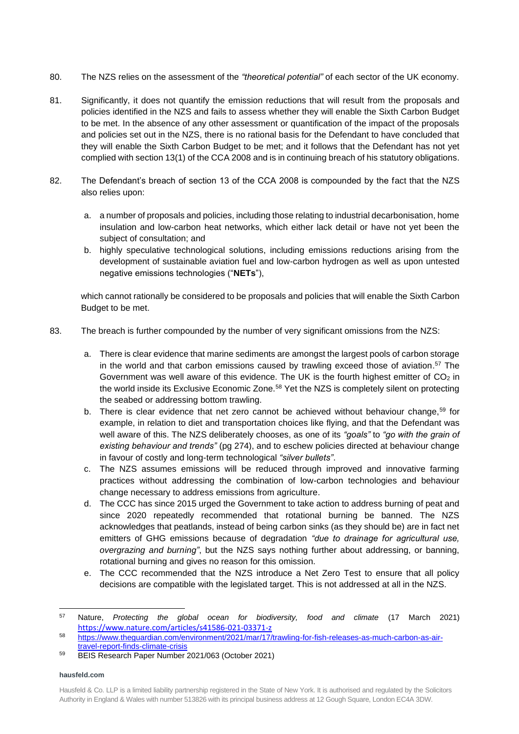80. The NZS relies on the assessment of the *"theoretical potential"* of each sector of the UK economy.

81. Significantly, it does not quantify the emission reductions that will result from the proposals and policies identified in the NZS and fails to assess whether they will enable the Sixth Carbon Budget to be met. In the absence of any other assessment or quantification of the impact of the proposals and policies set out in the NZS, there is no rational basis for the Defendant to have concluded that they will enable the Sixth Carbon Budget to be met; and it follows that the Defendant has not yet complied with section 13(1) of the CCA 2008 and is in continuing breach of his statutory obligations.

82. The Defendant's breach of section 13 of the CCA 2008 is compounded by the fact that the NZS also relies upon:

    a. a number of proposals and policies, including those relating to industrial decarbonisation, home insulation and low-carbon heat networks, which either lack detail or have not yet been the subject of consultation; and
    b. highly speculative technological solutions, including emissions reductions arising from the development of sustainable aviation fuel and low-carbon hydrogen as well as upon untested negative emissions technologies ("**NETs**"),

    which cannot rationally be considered to be proposals and policies that will enable the Sixth Carbon Budget to be met.

83. The breach is further compounded by the number of very significant omissions from the NZS:

    a. There is clear evidence that marine sediments are amongst the largest pools of carbon storage in the world and that carbon emissions caused by trawling exceed those of aviation.[57] The Government was well aware of this evidence. The UK is the fourth highest emitter of $CO_2$ in the world inside its Exclusive Economic Zone.[58] Yet the NZS is completely silent on protecting the seabed or addressing bottom trawling.
    b. There is clear evidence that net zero cannot be achieved without behaviour change,[59] for example, in relation to diet and transportation choices like flying, and that the Defendant was well aware of this. The NZS deliberately chooses, as one of its *"goals"* to *"go with the grain of existing behaviour and trends"* (pg 274), and to eschew policies directed at behaviour change in favour of costly and long-term technological *"silver bullets"*.
    c. The NZS assumes emissions will be reduced through improved and innovative farming practices without addressing the combination of low-carbon technologies and behaviour change necessary to address emissions from agriculture.
    d. The CCC has since 2015 urged the Government to take action to address burning of peat and since 2020 repeatedly recommended that rotational burning be banned. The NZS acknowledges that peatlands, instead of being carbon sinks (as they should be) are in fact net emitters of GHG emissions because of degradation *"due to drainage for agricultural use, overgrazing and burning"*, but the NZS says nothing further about addressing, or banning, rotational burning and gives no reason for this omission.
    e. The CCC recommended that the NZS introduce a Net Zero Test to ensure that all policy decisions are compatible with the legislated target. This is not addressed at all in the NZS.

---

[57] Nature, *Protecting the global ocean for biodiversity, food and climate* (17 March 2021) https://www.nature.com/articles/s41586-021-03371-z

[58] https://www.theguardian.com/environment/2021/mar/17/trawling-for-fish-releases-as-much-carbon-as-air-travel-report-finds-climate-crisis

[59] BEIS Research Paper Number 2021/063 (October 2021)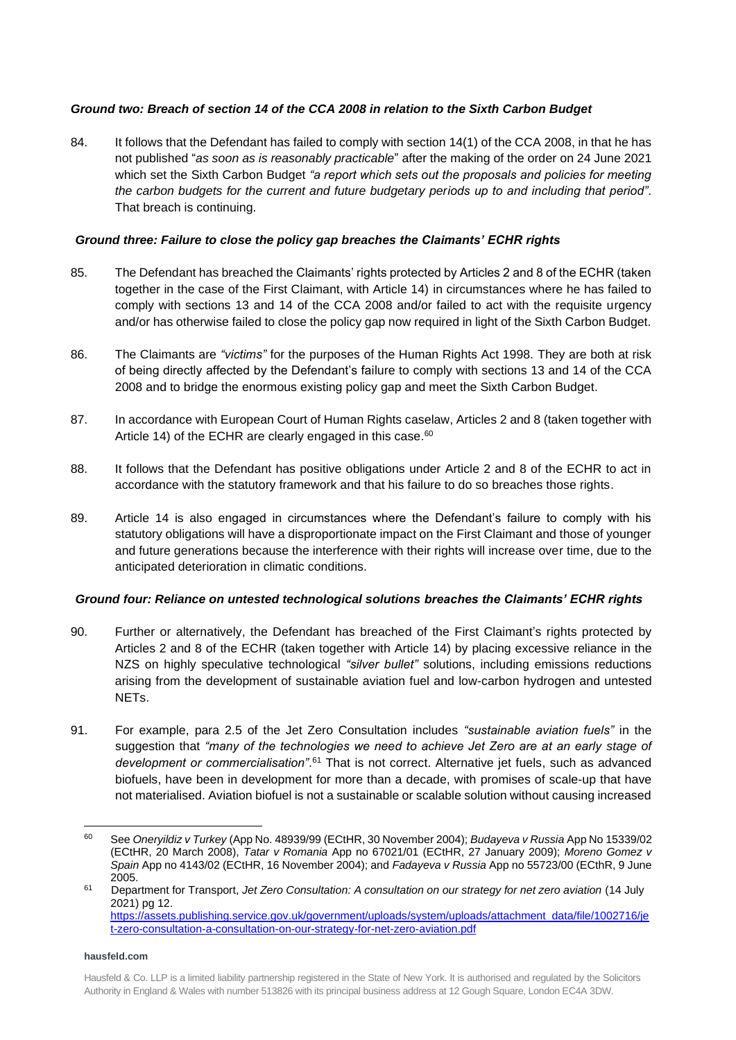### *Ground two: Breach of section 14 of the CCA 2008 in relation to the Sixth Carbon Budget*

84. It follows that the Defendant has failed to comply with section 14(1) of the CCA 2008, in that he has not published "*as soon as is reasonably practicable*" after the making of the order on 24 June 2021 which set the Sixth Carbon Budget *"a report which sets out the proposals and policies for meeting the carbon budgets for the current and future budgetary periods up to and including that period"*. That breach is continuing.

### *Ground three: Failure to close the policy gap breaches the Claimants' ECHR rights*

85. The Defendant has breached the Claimants' rights protected by Articles 2 and 8 of the ECHR (taken together in the case of the First Claimant, with Article 14) in circumstances where he has failed to comply with sections 13 and 14 of the CCA 2008 and/or failed to act with the requisite urgency and/or has otherwise failed to close the policy gap now required in light of the Sixth Carbon Budget.

86. The Claimants are *"victims"* for the purposes of the Human Rights Act 1998. They are both at risk of being directly affected by the Defendant's failure to comply with sections 13 and 14 of the CCA 2008 and to bridge the enormous existing policy gap and meet the Sixth Carbon Budget.

87. In accordance with European Court of Human Rights caselaw, Articles 2 and 8 (taken together with Article 14) of the ECHR are clearly engaged in this case.[60]

88. It follows that the Defendant has positive obligations under Article 2 and 8 of the ECHR to act in accordance with the statutory framework and that his failure to do so breaches those rights.

89. Article 14 is also engaged in circumstances where the Defendant's failure to comply with his statutory obligations will have a disproportionate impact on the First Claimant and those of younger and future generations because the interference with their rights will increase over time, due to the anticipated deterioration in climatic conditions.

### *Ground four: Reliance on untested technological solutions breaches the Claimants' ECHR rights*

90. Further or alternatively, the Defendant has breached of the First Claimant's rights protected by Articles 2 and 8 of the ECHR (taken together with Article 14) by placing excessive reliance in the NZS on highly speculative technological *"silver bullet"* solutions, including emissions reductions arising from the development of sustainable aviation fuel and low-carbon hydrogen and untested NETs.

91. For example, para 2.5 of the Jet Zero Consultation includes *"sustainable aviation fuels"* in the suggestion that *"many of the technologies we need to achieve Jet Zero are at an early stage of development or commercialisation"*.[61] That is not correct. Alternative jet fuels, such as advanced biofuels, have been in development for more than a decade, with promises of scale-up that have not materialised. Aviation biofuel is not a sustainable or scalable solution without causing increased

---

[60] See *Oneryildiz v Turkey* (App No. 48939/99 (ECtHR, 30 November 2004); *Budayeva v Russia* App No 15339/02 (ECtHR, 20 March 2008), *Tatar v Romania* App no 67021/01 (ECtHR, 27 January 2009); *Moreno Gomez v Spain* App no 4143/02 (ECtHR, 16 November 2004); and *Fadayeva v Russia* App no 55723/00 (ECthR, 9 June 2005.

[61] Department for Transport, *Jet Zero Consultation: A consultation on our strategy for net zero aviation* (14 July 2021) pg 12. https://assets.publishing.service.gov.uk/government/uploads/system/uploads/attachment_data/file/1002716/jet-zero-consultation-a-consultation-on-our-strategy-for-net-zero-aviation.pdf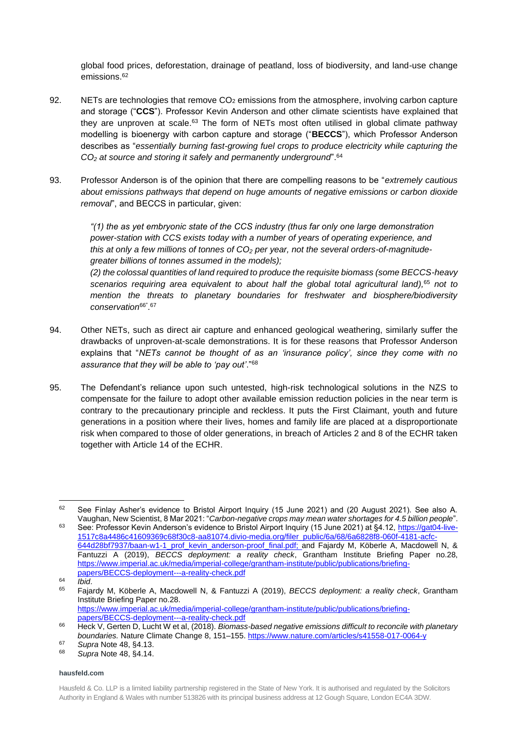global food prices, deforestation, drainage of peatland, loss of biodiversity, and land-use change emissions.[62]

92. NETs are technologies that remove $CO_2$ emissions from the atmosphere, involving carbon capture and storage ("**CCS**"). Professor Kevin Anderson and other climate scientists have explained that they are unproven at scale.[63] The form of NETs most often utilised in global climate pathway modelling is bioenergy with carbon capture and storage ("**BECCS**"), which Professor Anderson describes as "*essentially burning fast-growing fuel crops to produce electricity while capturing the $CO_2$ at source and storing it safely and permanently underground*".[64]

93. Professor Anderson is of the opinion that there are compelling reasons to be "*extremely cautious about emissions pathways that depend on huge amounts of negative emissions or carbon dioxide removal*", and BECCS in particular, given:

> *"(1) the as yet embryonic state of the CCS industry (thus far only one large demonstration power-station with CCS exists today with a number of years of operating experience, and this at only a few millions of tonnes of $CO_2$ per year, not the several orders-of-magnitude-greater billions of tonnes assumed in the models);*
>
> *(2) the colossal quantities of land required to produce the requisite biomass (some BECCS-heavy scenarios requiring area equivalent to about half the global total agricultural land),*[65] *not to mention the threats to planetary boundaries for freshwater and biosphere/biodiversity conservation*[66]*"*.[67]

94. Other NETs, such as direct air capture and enhanced geological weathering, similarly suffer the drawbacks of unproven-at-scale demonstrations. It is for these reasons that Professor Anderson explains that "*NETs cannot be thought of as an 'insurance policy', since they come with no assurance that they will be able to 'pay out'*."[68]

95. The Defendant's reliance upon such untested, high-risk technological solutions in the NZS to compensate for the failure to adopt other available emission reduction policies in the near term is contrary to the precautionary principle and reckless. It puts the First Claimant, youth and future generations in a position where their lives, homes and family life are placed at a disproportionate risk when compared to those of older generations, in breach of Articles 2 and 8 of the ECHR taken together with Article 14 of the ECHR.

---

[62] See Finlay Asher's evidence to Bristol Airport Inquiry (15 June 2021) and (20 August 2021). See also A. Vaughan, New Scientist, 8 Mar 2021: "*Carbon-negative crops may mean water shortages for 4.5 billion people*".

[63] See: Professor Kevin Anderson's evidence to Bristol Airport Inquiry (15 June 2021) at §4.12, https://gat04-live-1517c8a4486c41609369c68f30c8-aa81074.divio-media.org/filer_public/6a/68/6a6828f8-060f-4181-acfc-644d28bf7937/baan-w1-1_prof_kevin_anderson-proof_final.pdf; and Fajardy M, Köberle A, Macdowell N, & Fantuzzi A (2019), *BECCS deployment: a reality check*, Grantham Institute Briefing Paper no.28, https://www.imperial.ac.uk/media/imperial-college/grantham-institute/public/publications/briefing-papers/BECCS-deployment---a-reality-check.pdf

[64] *Ibid*.

[65] Fajardy M, Köberle A, Macdowell N, & Fantuzzi A (2019), *BECCS deployment: a reality check*, Grantham Institute Briefing Paper no.28. https://www.imperial.ac.uk/media/imperial-college/grantham-institute/public/publications/briefing-papers/BECCS-deployment---a-reality-check.pdf

[66] Heck V, Gerten D, Lucht W et al, (2018). *Biomass-based negative emissions difficult to reconcile with planetary boundaries.* Nature Climate Change 8, 151–155. https://www.nature.com/articles/s41558-017-0064-y

[67] *Supra* Note 48, §4.13.

[68] *Supra* Note 48, §4.14.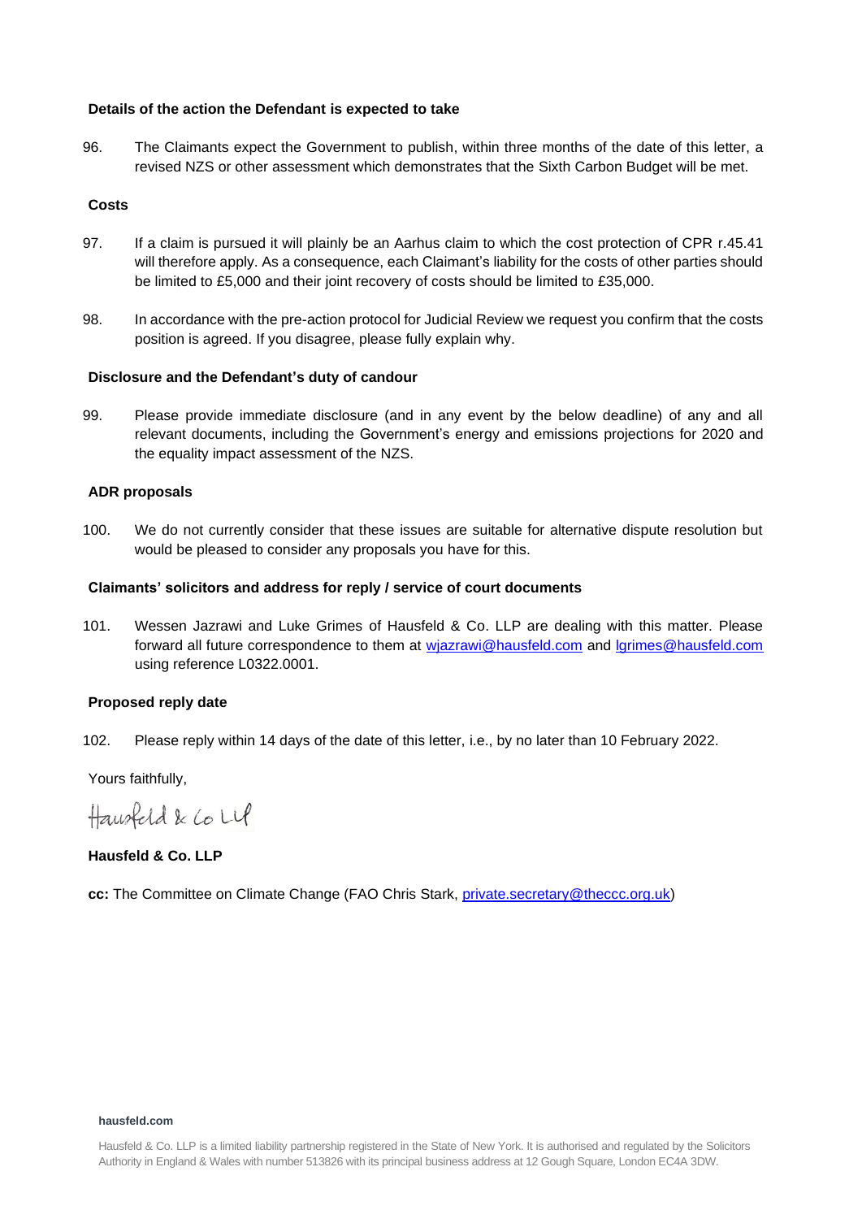**Details of the action the Defendant is expected to take**

96. The Claimants expect the Government to publish, within three months of the date of this letter, a revised NZS or other assessment which demonstrates that the Sixth Carbon Budget will be met.

**Costs**

97. If a claim is pursued it will plainly be an Aarhus claim to which the cost protection of CPR r.45.41 will therefore apply. As a consequence, each Claimant's liability for the costs of other parties should be limited to £5,000 and their joint recovery of costs should be limited to £35,000.

98. In accordance with the pre-action protocol for Judicial Review we request you confirm that the costs position is agreed. If you disagree, please fully explain why.

**Disclosure and the Defendant's duty of candour**

99. Please provide immediate disclosure (and in any event by the below deadline) of any and all relevant documents, including the Government's energy and emissions projections for 2020 and the equality impact assessment of the NZS.

**ADR proposals**

100. We do not currently consider that these issues are suitable for alternative dispute resolution but would be pleased to consider any proposals you have for this.

**Claimants' solicitors and address for reply / service of court documents**

101. Wessen Jazrawi and Luke Grimes of Hausfeld & Co. LLP are dealing with this matter. Please forward all future correspondence to them at wjazrawi@hausfeld.com and lgrimes@hausfeld.com using reference L0322.0001.

**Proposed reply date**

102. Please reply within 14 days of the date of this letter, i.e., by no later than 10 February 2022.

Yours faithfully,

Hausfeld & Co LLP

**Hausfeld & Co. LLP**

**cc:** The Committee on Climate Change (FAO Chris Stark, private.secretary@theccc.org.uk)

**hausfeld.com**

Hausfeld & Co. LLP is a limited liability partnership registered in the State of New York. It is authorised and regulated by the Solicitors Authority in England & Wales with number 513826 with its principal business address at 12 Gough Square, London EC4A 3DW.